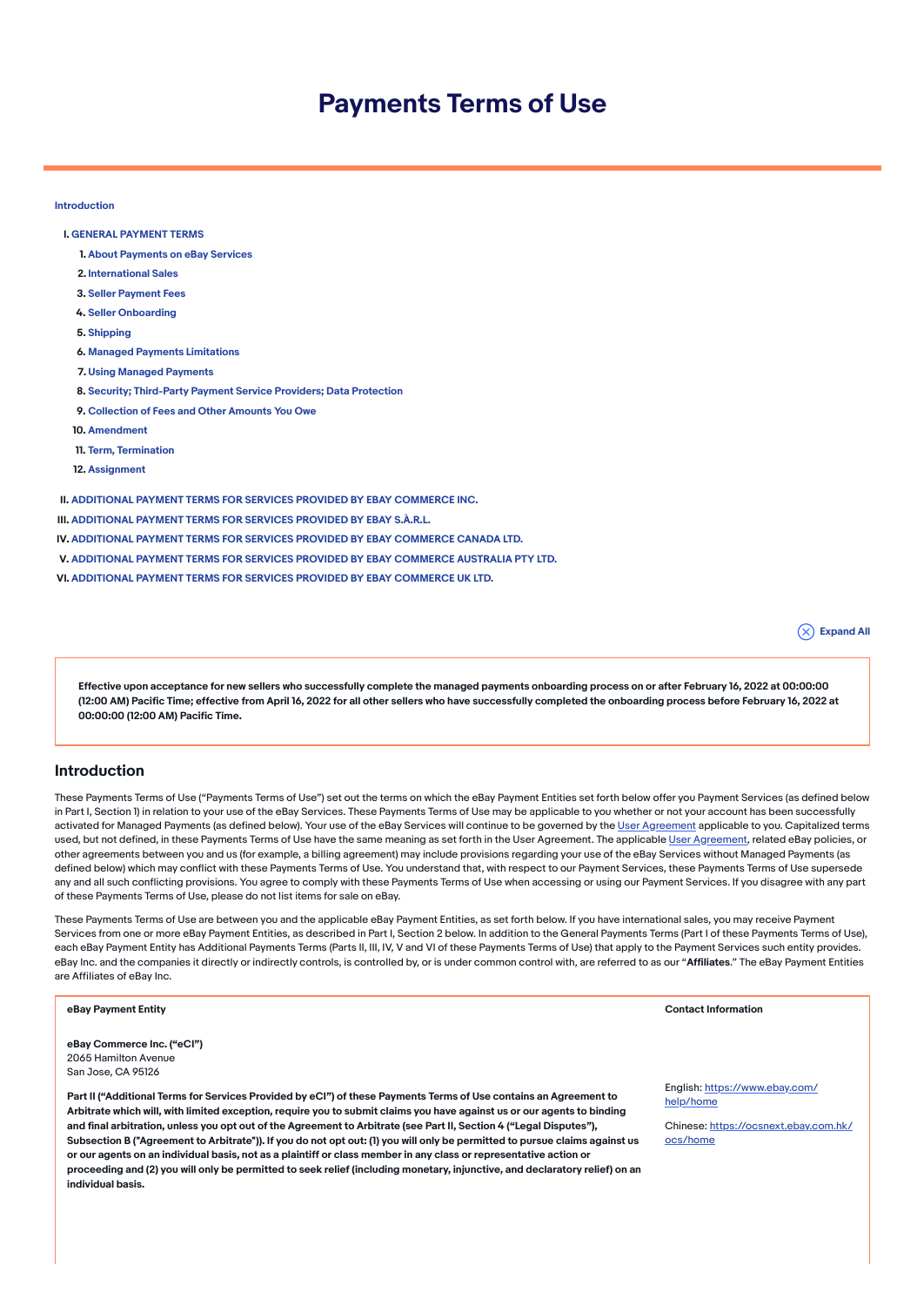# Payments Terms of Use

Introduction

I. GENERAL PAYMENT TERMS

1. About Payments on eBay Services
2. International Sales
3. Seller Payment Fees
4. Seller Onboarding
5. Shipping
6. Managed Payments Limitations
7. Using Managed Payments
8. Security; Third-Party Payment Service Providers; Data Protection
9. Collection of Fees and Other Amounts You Owe
10. Amendment
11. Term, Termination
12. Assignment

II. ADDITIONAL PAYMENT TERMS FOR SERVICES PROVIDED BY EBAY COMMERCE INC.

III. ADDITIONAL PAYMENT TERMS FOR SERVICES PROVIDED BY EBAY S.À.R.L.

IV. ADDITIONAL PAYMENT TERMS FOR SERVICES PROVIDED BY EBAY COMMERCE CANADA LTD.

V. ADDITIONAL PAYMENT TERMS FOR SERVICES PROVIDED BY EBAY COMMERCE AUSTRALIA PTY LTD.

VI. ADDITIONAL PAYMENT TERMS FOR SERVICES PROVIDED BY EBAY COMMERCE UK LTD.

Expand All

**Effective upon acceptance for new sellers who successfully complete the managed payments onboarding process on or after February 16, 2022 at 00:00:00 (12:00 AM) Pacific Time; effective from April 16, 2022 for all other sellers who have successfully completed the onboarding process before February 16, 2022 at 00:00:00 (12:00 AM) Pacific Time.**

## Introduction

These Payments Terms of Use ("Payments Terms of Use") set out the terms on which the eBay Payment Entities set forth below offer you Payment Services (as defined below in Part I, Section 1) in relation to your use of the eBay Services. These Payments Terms of Use may be applicable to you whether or not your account has been successfully activated for Managed Payments (as defined below). Your use of the eBay Services will continue to be governed by the User Agreement applicable to you. Capitalized terms used, but not defined, in these Payments Terms of Use have the same meaning as set forth in the User Agreement. The applicable User Agreement, related eBay policies, or other agreements between you and us (for example, a billing agreement) may include provisions regarding your use of the eBay Services without Managed Payments (as defined below) which may conflict with these Payments Terms of Use. You understand that, with respect to our Payment Services, these Payments Terms of Use supersede any and all such conflicting provisions. You agree to comply with these Payments Terms of Use when accessing or using our Payment Services. If you disagree with any part of these Payments Terms of Use, please do not list items for sale on eBay.

These Payments Terms of Use are between you and the applicable eBay Payment Entities, as set forth below. If you have international sales, you may receive Payment Services from one or more eBay Payment Entities, as described in Part I, Section 2 below. In addition to the General Payments Terms (Part I of these Payments Terms of Use), each eBay Payment Entity has Additional Payments Terms (Parts II, III, IV, V and VI of these Payments Terms of Use) that apply to the Payment Services such entity provides. eBay Inc. and the companies it directly or indirectly controls, is controlled by, or is under common control with, are referred to as our "**Affiliates**." The eBay Payment Entities are Affiliates of eBay Inc.

| eBay Payment Entity | Contact Information |
|---|---|
| **eBay Commerce Inc. ("eCI")**<br>2065 Hamilton Avenue<br>San Jose, CA 95126<br><br>**Part II ("Additional Terms for Services Provided by eCI") of these Payments Terms of Use contains an Agreement to Arbitrate which will, with limited exception, require you to submit claims you have against us or our agents to binding and final arbitration, unless you opt out of the Agreement to Arbitrate (see Part II, Section 4 ("Legal Disputes"), Subsection B ("Agreement to Arbitrate")). If you do not opt out: (1) you will only be permitted to pursue claims against us or our agents on an individual basis, not as a plaintiff or class member in any class or representative action or proceeding and (2) you will only be permitted to seek relief (including monetary, injunctive, and declaratory relief) on an individual basis.** | English: https://www.ebay.com/help/home<br><br>Chinese: https://ocsnext.ebay.com.hk/ocs/home |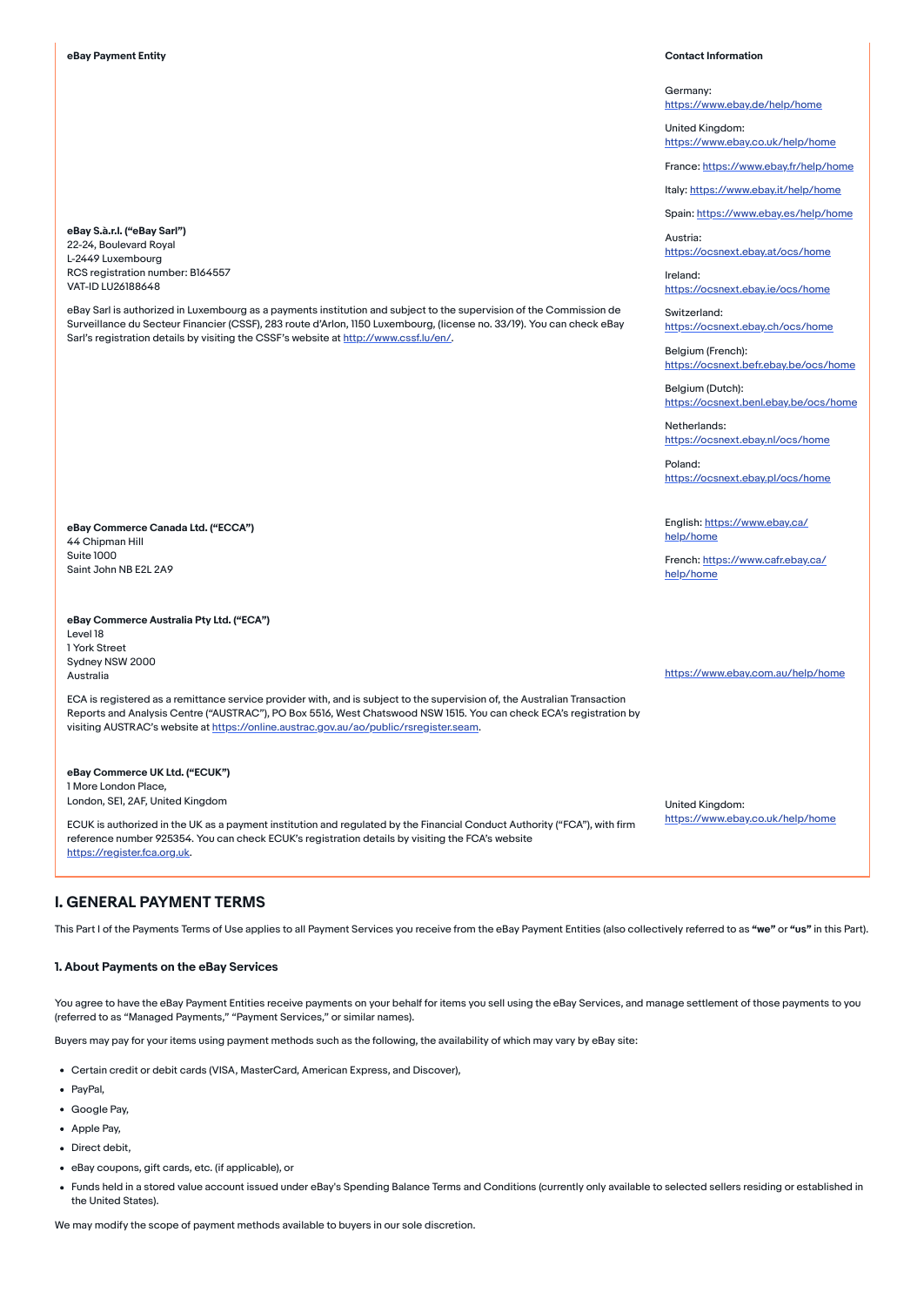| eBay Payment Entity | Contact Information |
| --- | --- |
| **eBay S.à.r.l. ("eBay Sarl")**<br>22-24, Boulevard Royal<br>L-2449 Luxembourg<br>RCS registration number: B164557<br>VAT-ID LU26188648<br><br>eBay Sarl is authorized in Luxembourg as a payments institution and subject to the supervision of the Commission de Surveillance du Secteur Financier (CSSF), 283 route d'Arlon, 1150 Luxembourg, (license no. 33/19). You can check eBay Sarl's registration details by visiting the CSSF's website at http://www.cssf.lu/en/. | Germany: https://www.ebay.de/help/home<br><br>United Kingdom: https://www.ebay.co.uk/help/home<br><br>France: https://www.ebay.fr/help/home<br><br>Italy: https://www.ebay.it/help/home<br><br>Spain: https://www.ebay.es/help/home<br><br>Austria: https://ocsnext.ebay.at/ocs/home<br><br>Ireland: https://ocsnext.ebay.ie/ocs/home<br><br>Switzerland: https://ocsnext.ebay.ch/ocs/home<br><br>Belgium (French): https://ocsnext.befr.ebay.be/ocs/home<br><br>Belgium (Dutch): https://ocsnext.benl.ebay.be/ocs/home<br><br>Netherlands: https://ocsnext.ebay.nl/ocs/home<br><br>Poland: https://ocsnext.ebay.pl/ocs/home |
| **eBay Commerce Canada Ltd. ("ECCA")**<br>44 Chipman Hill<br>Suite 1000<br>Saint John NB E2L 2A9 | English: https://www.ebay.ca/help/home<br><br>French: https://www.cafr.ebay.ca/help/home |
| **eBay Commerce Australia Pty Ltd. ("ECA")**<br>Level 18<br>1 York Street<br>Sydney NSW 2000<br>Australia<br><br>ECA is registered as a remittance service provider with, and is subject to the supervision of, the Australian Transaction Reports and Analysis Centre ("AUSTRAC"), PO Box 5516, West Chatswood NSW 1515. You can check ECA's registration by visiting AUSTRAC's website at https://online.austrac.gov.au/ao/public/rsregister.seam. | https://www.ebay.com.au/help/home |
| **eBay Commerce UK Ltd. ("ECUK")**<br>1 More London Place,<br>London, SE1, 2AF, United Kingdom<br><br>ECUK is authorized in the UK as a payment institution and regulated by the Financial Conduct Authority ("FCA"), with firm reference number 925354. You can check ECUK's registration details by visiting the FCA's website https://register.fca.org.uk. | United Kingdom: https://www.ebay.co.uk/help/home |

## I. GENERAL PAYMENT TERMS

This Part I of the Payments Terms of Use applies to all Payment Services you receive from the eBay Payment Entities (also collectively referred to as **"we"** or **"us"** in this Part).

### 1. About Payments on the eBay Services

You agree to have the eBay Payment Entities receive payments on your behalf for items you sell using the eBay Services, and manage settlement of those payments to you (referred to as "Managed Payments," "Payment Services," or similar names).

Buyers may pay for your items using payment methods such as the following, the availability of which may vary by eBay site:

- Certain credit or debit cards (VISA, MasterCard, American Express, and Discover),
- PayPal,
- Google Pay,
- Apple Pay,
- Direct debit,
- eBay coupons, gift cards, etc. (if applicable), or
- Funds held in a stored value account issued under eBay's Spending Balance Terms and Conditions (currently only available to selected sellers residing or established in the United States).

We may modify the scope of payment methods available to buyers in our sole discretion.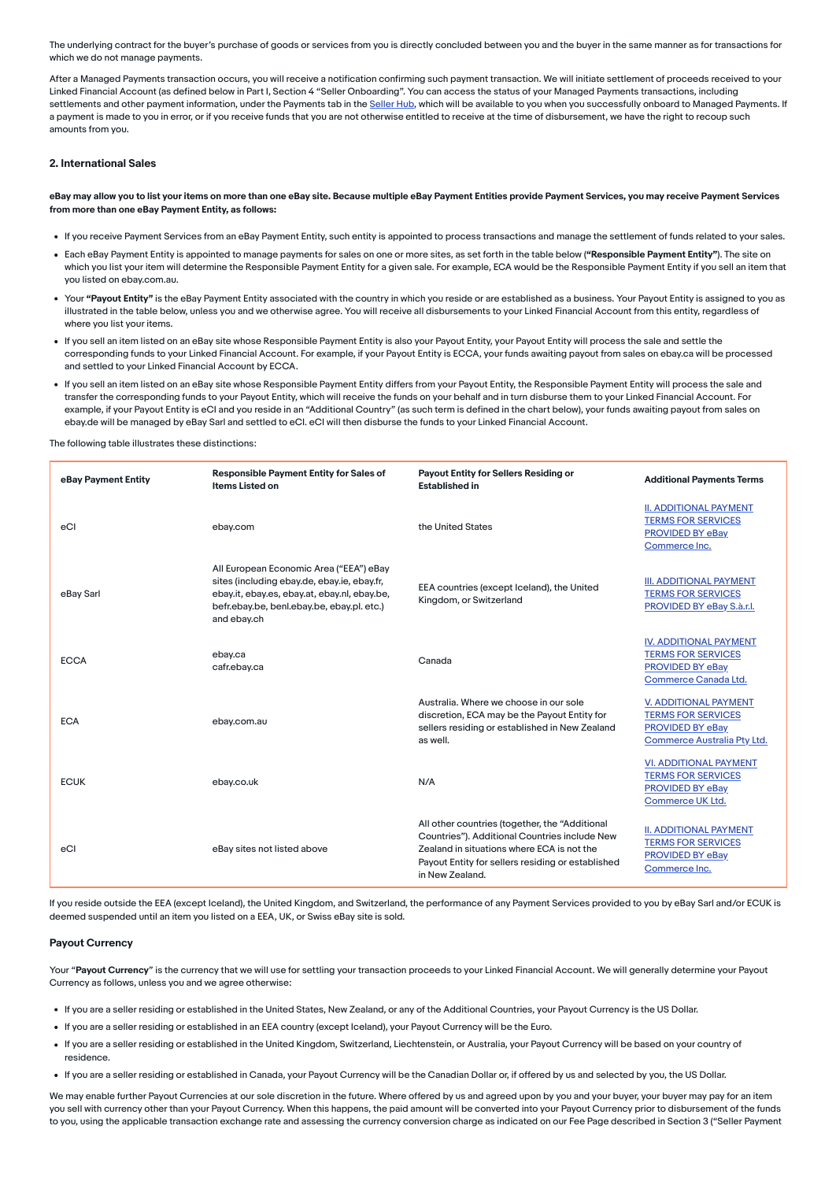The underlying contract for the buyer's purchase of goods or services from you is directly concluded between you and the buyer in the same manner as for transactions for which we do not manage payments.

After a Managed Payments transaction occurs, you will receive a notification confirming such payment transaction. We will initiate settlement of proceeds received to your Linked Financial Account (as defined below in Part I, Section 4 "Seller Onboarding". You can access the status of your Managed Payments transactions, including settlements and other payment information, under the Payments tab in the Seller Hub, which will be available to you when you successfully onboard to Managed Payments. If a payment is made to you in error, or if you receive funds that you are not otherwise entitled to receive at the time of disbursement, we have the right to recoup such amounts from you.

### 2. International Sales

**eBay may allow you to list your items on more than one eBay site. Because multiple eBay Payment Entities provide Payment Services, you may receive Payment Services from more than one eBay Payment Entity, as follows:**

- If you receive Payment Services from an eBay Payment Entity, such entity is appointed to process transactions and manage the settlement of funds related to your sales.
- Each eBay Payment Entity is appointed to manage payments for sales on one or more sites, as set forth in the table below (**"Responsible Payment Entity"**). The site on which you list your item will determine the Responsible Payment Entity for a given sale. For example, ECA would be the Responsible Payment Entity if you sell an item that you listed on ebay.com.au.
- Your **"Payout Entity"** is the eBay Payment Entity associated with the country in which you reside or are established as a business. Your Payout Entity is assigned to you as illustrated in the table below, unless you and we otherwise agree. You will receive all disbursements to your Linked Financial Account from this entity, regardless of where you list your items.
- If you sell an item listed on an eBay site whose Responsible Payment Entity is also your Payout Entity, your Payout Entity will process the sale and settle the corresponding funds to your Linked Financial Account. For example, if your Payout Entity is ECCA, your funds awaiting payout from sales on ebay.ca will be processed and settled to your Linked Financial Account by ECCA.
- If you sell an item listed on an eBay site whose Responsible Payment Entity differs from your Payout Entity, the Responsible Payment Entity will process the sale and transfer the corresponding funds to your Payout Entity, which will receive the funds on your behalf and in turn disburse them to your Linked Financial Account. For example, if your Payout Entity is eCI and you reside in an "Additional Country" (as such term is defined in the chart below), your funds awaiting payout from sales on ebay.de will be managed by eBay Sarl and settled to eCI. eCI will then disburse the funds to your Linked Financial Account.

The following table illustrates these distinctions:

| eBay Payment Entity | Responsible Payment Entity for Sales of Items Listed on | Payout Entity for Sellers Residing or Established in | Additional Payments Terms |
|---|---|---|---|
| eCI | ebay.com | the United States | II. ADDITIONAL PAYMENT TERMS FOR SERVICES PROVIDED BY eBay Commerce Inc. |
| eBay Sarl | All European Economic Area ("EEA") eBay sites (including ebay.de, ebay.ie, ebay.fr, ebay.it, ebay.es, ebay.at, ebay.nl, ebay.be, befr.ebay.be, benl.ebay.be, ebay.pl. etc.) and ebay.ch | EEA countries (except Iceland), the United Kingdom, or Switzerland | III. ADDITIONAL PAYMENT TERMS FOR SERVICES PROVIDED BY eBay S.à.r.l. |
| ECCA | ebay.ca<br>cafr.ebay.ca | Canada | IV. ADDITIONAL PAYMENT TERMS FOR SERVICES PROVIDED BY eBay Commerce Canada Ltd. |
| ECA | ebay.com.au | Australia. Where we choose in our sole discretion, ECA may be the Payout Entity for sellers residing or established in New Zealand as well. | V. ADDITIONAL PAYMENT TERMS FOR SERVICES PROVIDED BY eBay Commerce Australia Pty Ltd. |
| ECUK | ebay.co.uk | N/A | VI. ADDITIONAL PAYMENT TERMS FOR SERVICES PROVIDED BY eBay Commerce UK Ltd. |
| eCI | eBay sites not listed above | All other countries (together, the "Additional Countries"). Additional Countries include New Zealand in situations where ECA is not the Payout Entity for sellers residing or established in New Zealand. | II. ADDITIONAL PAYMENT TERMS FOR SERVICES PROVIDED BY eBay Commerce Inc. |

If you reside outside the EEA (except Iceland), the United Kingdom, and Switzerland, the performance of any Payment Services provided to you by eBay Sarl and/or ECUK is deemed suspended until an item you listed on a EEA, UK, or Swiss eBay site is sold.

#### Payout Currency

Your "**Payout Currency**" is the currency that we will use for settling your transaction proceeds to your Linked Financial Account. We will generally determine your Payout Currency as follows, unless you and we agree otherwise:

- If you are a seller residing or established in the United States, New Zealand, or any of the Additional Countries, your Payout Currency is the US Dollar.
- If you are a seller residing or established in an EEA country (except Iceland), your Payout Currency will be the Euro.
- If you are a seller residing or established in the United Kingdom, Switzerland, Liechtenstein, or Australia, your Payout Currency will be based on your country of residence.
- If you are a seller residing or established in Canada, your Payout Currency will be the Canadian Dollar or, if offered by us and selected by you, the US Dollar.

We may enable further Payout Currencies at our sole discretion in the future. Where offered by us and agreed upon by you and your buyer, your buyer may pay for an item you sell with currency other than your Payout Currency. When this happens, the paid amount will be converted into your Payout Currency prior to disbursement of the funds to you, using the applicable transaction exchange rate and assessing the currency conversion charge as indicated on our Fee Page described in Section 3 ("Seller Payment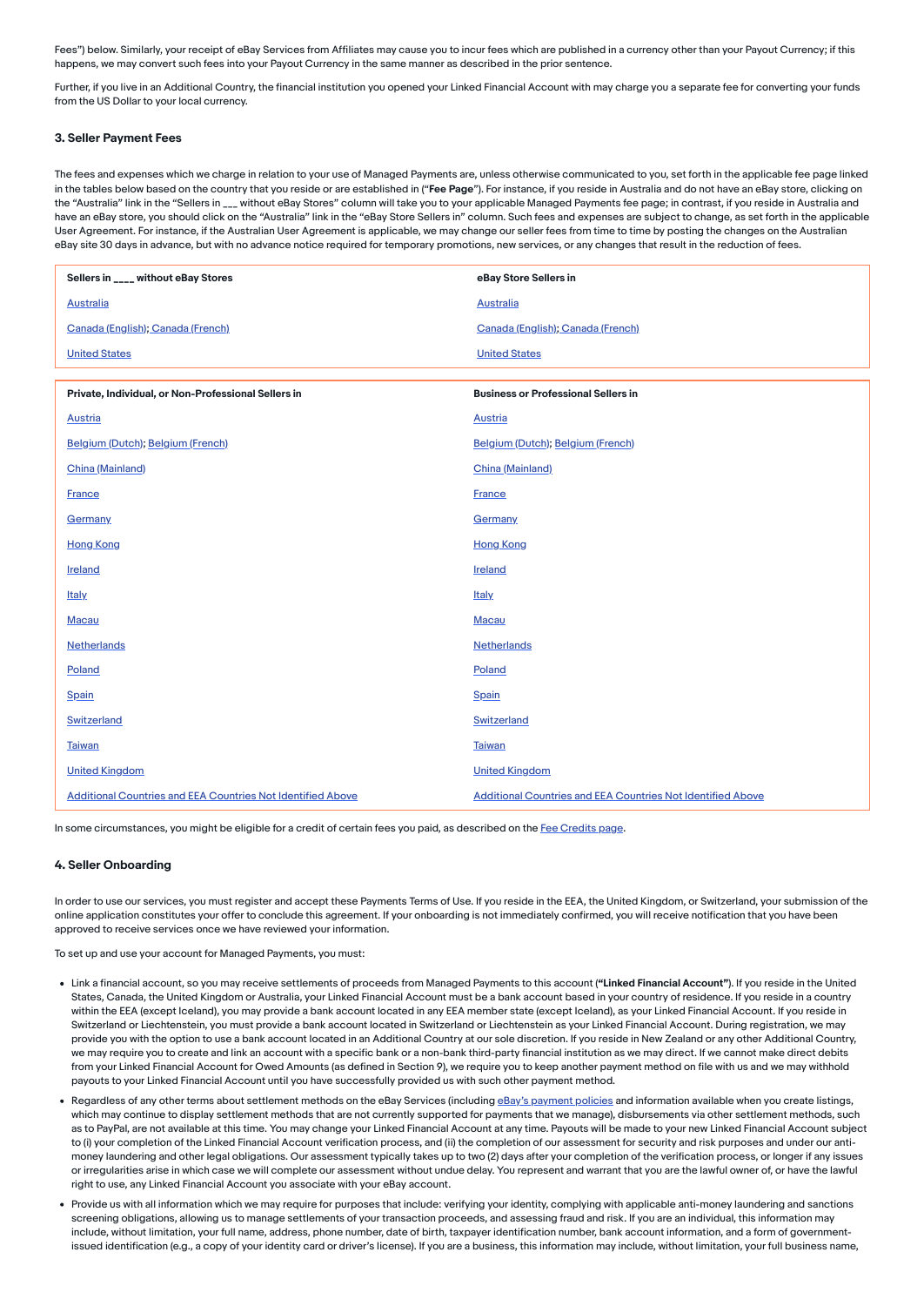Fees") below. Similarly, your receipt of eBay Services from Affiliates may cause you to incur fees which are published in a currency other than your Payout Currency; if this happens, we may convert such fees into your Payout Currency in the same manner as described in the prior sentence.

Further, if you live in an Additional Country, the financial institution you opened your Linked Financial Account with may charge you a separate fee for converting your funds from the US Dollar to your local currency.

### 3. Seller Payment Fees

The fees and expenses which we charge in relation to your use of Managed Payments are, unless otherwise communicated to you, set forth in the applicable fee page linked in the tables below based on the country that you reside or are established in (“**Fee Page**”). For instance, if you reside in Australia and do not have an eBay store, clicking on the “Australia” link in the “Sellers in ___ without eBay Stores” column will take you to your applicable Managed Payments fee page; in contrast, if you reside in Australia and have an eBay store, you should click on the “Australia” link in the “eBay Store Sellers in” column. Such fees and expenses are subject to change, as set forth in the applicable User Agreement. For instance, if the Australian User Agreement is applicable, we may change our seller fees from time to time by posting the changes on the Australian eBay site 30 days in advance, but with no advance notice required for temporary promotions, new services, or any changes that result in the reduction of fees.

| Sellers in ____ without eBay Stores | eBay Store Sellers in |
|---|---|
| Australia | Australia |
| Canada (English); Canada (French) | Canada (English); Canada (French) |
| United States | United States |

| Private, Individual, or Non-Professional Sellers in | Business or Professional Sellers in |
|---|---|
| Austria | Austria |
| Belgium (Dutch); Belgium (French) | Belgium (Dutch); Belgium (French) |
| China (Mainland) | China (Mainland) |
| France | France |
| Germany | Germany |
| Hong Kong | Hong Kong |
| Ireland | Ireland |
| Italy | Italy |
| Macau | Macau |
| Netherlands | Netherlands |
| Poland | Poland |
| Spain | Spain |
| Switzerland | Switzerland |
| Taiwan | Taiwan |
| United Kingdom | United Kingdom |
| Additional Countries and EEA Countries Not Identified Above | Additional Countries and EEA Countries Not Identified Above |

In some circumstances, you might be eligible for a credit of certain fees you paid, as described on the Fee Credits page.

### 4. Seller Onboarding

In order to use our services, you must register and accept these Payments Terms of Use. If you reside in the EEA, the United Kingdom, or Switzerland, your submission of the online application constitutes your offer to conclude this agreement. If your onboarding is not immediately confirmed, you will receive notification that you have been approved to receive services once we have reviewed your information.

To set up and use your account for Managed Payments, you must:

- Link a financial account, so you may receive settlements of proceeds from Managed Payments to this account (**“Linked Financial Account”**). If you reside in the United States, Canada, the United Kingdom or Australia, your Linked Financial Account must be a bank account based in your country of residence. If you reside in a country within the EEA (except Iceland), you may provide a bank account located in any EEA member state (except Iceland), as your Linked Financial Account. If you reside in Switzerland or Liechtenstein, you must provide a bank account located in Switzerland or Liechtenstein as your Linked Financial Account. During registration, we may provide you with the option to use a bank account located in an Additional Country at our sole discretion. If you reside in New Zealand or any other Additional Country, we may require you to create and link an account with a specific bank or a non-bank third-party financial institution as we may direct. If we cannot make direct debits from your Linked Financial Account for Owed Amounts (as defined in Section 9), we require you to keep another payment method on file with us and we may withhold payouts to your Linked Financial Account until you have successfully provided us with such other payment method.
- Regardless of any other terms about settlement methods on the eBay Services (including eBay's payment policies and information available when you create listings, which may continue to display settlement methods that are not currently supported for payments that we manage), disbursements via other settlement methods, such as to PayPal, are not available at this time. You may change your Linked Financial Account at any time. Payouts will be made to your new Linked Financial Account subject to (i) your completion of the Linked Financial Account verification process, and (ii) the completion of our assessment for security and risk purposes and under our anti-money laundering and other legal obligations. Our assessment typically takes up to two (2) days after your completion of the verification process, or longer if any issues or irregularities arise in which case we will complete our assessment without undue delay. You represent and warrant that you are the lawful owner of, or have the lawful right to use, any Linked Financial Account you associate with your eBay account.
- Provide us with all information which we may require for purposes that include: verifying your identity, complying with applicable anti-money laundering and sanctions screening obligations, allowing us to manage settlements of your transaction proceeds, and assessing fraud and risk. If you are an individual, this information may include, without limitation, your full name, address, phone number, date of birth, taxpayer identification number, bank account information, and a form of government-issued identification (e.g., a copy of your identity card or driver's license). If you are a business, this information may include, without limitation, your full business name,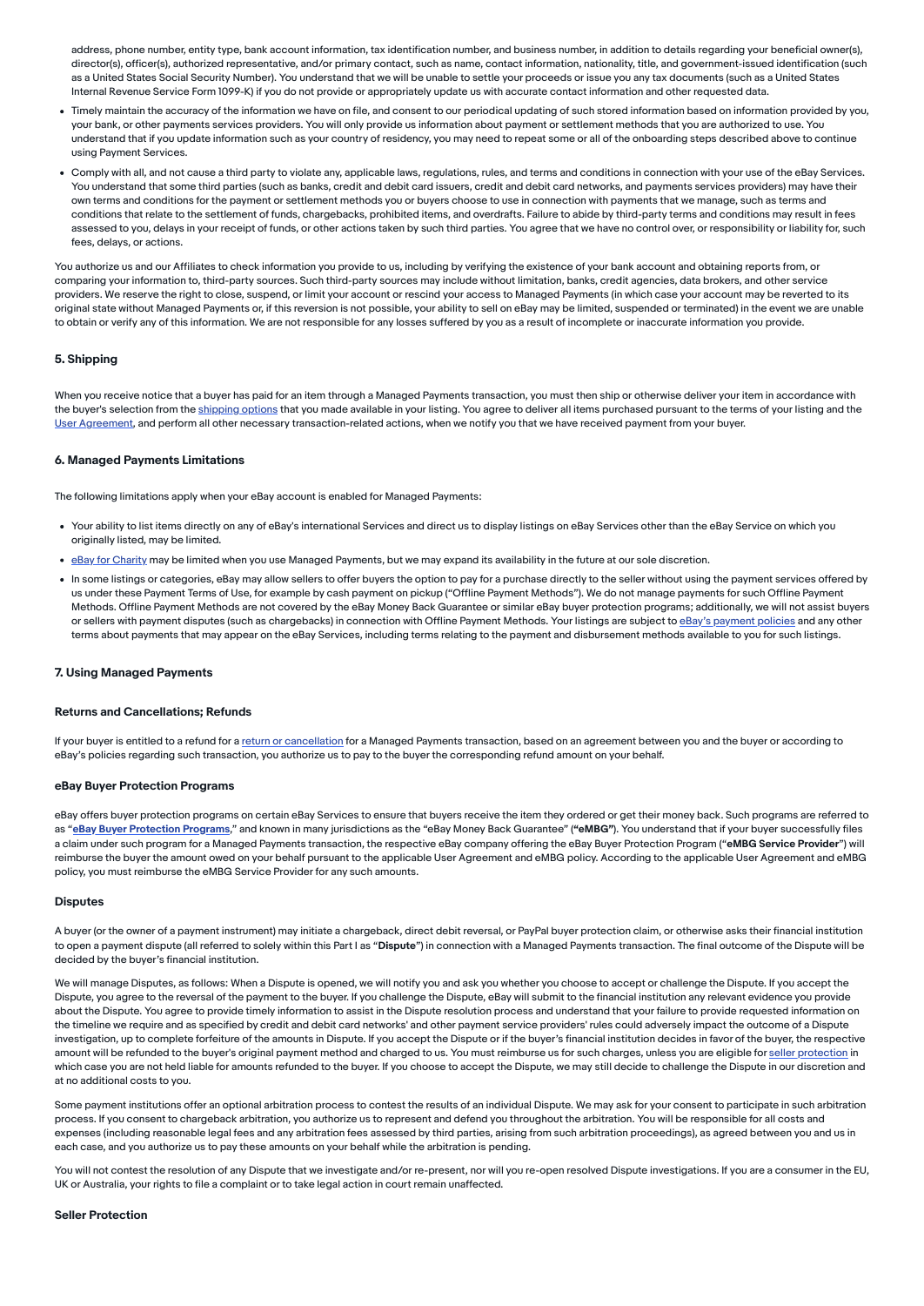address, phone number, entity type, bank account information, tax identification number, and business number, in addition to details regarding your beneficial owner(s), director(s), officer(s), authorized representative, and/or primary contact, such as name, contact information, nationality, title, and government-issued identification (such as a United States Social Security Number). You understand that we will be unable to settle your proceeds or issue you any tax documents (such as a United States Internal Revenue Service Form 1099-K) if you do not provide or appropriately update us with accurate contact information and other requested data.

- Timely maintain the accuracy of the information we have on file, and consent to our periodical updating of such stored information based on information provided by you, your bank, or other payments services providers. You will only provide us information about payment or settlement methods that you are authorized to use. You understand that if you update information such as your country of residency, you may need to repeat some or all of the onboarding steps described above to continue using Payment Services.
- Comply with all, and not cause a third party to violate any, applicable laws, regulations, rules, and terms and conditions in connection with your use of the eBay Services. You understand that some third parties (such as banks, credit and debit card issuers, credit and debit card networks, and payments services providers) may have their own terms and conditions for the payment or settlement methods you or buyers choose to use in connection with payments that we manage, such as terms and conditions that relate to the settlement of funds, chargebacks, prohibited items, and overdrafts. Failure to abide by third-party terms and conditions may result in fees assessed to you, delays in your receipt of funds, or other actions taken by such third parties. You agree that we have no control over, or responsibility or liability for, such fees, delays, or actions.

You authorize us and our Affiliates to check information you provide to us, including by verifying the existence of your bank account and obtaining reports from, or comparing your information to, third-party sources. Such third-party sources may include without limitation, banks, credit agencies, data brokers, and other service providers. We reserve the right to close, suspend, or limit your account or rescind your access to Managed Payments (in which case your account may be reverted to its original state without Managed Payments or, if this reversion is not possible, your ability to sell on eBay may be limited, suspended or terminated) in the event we are unable to obtain or verify any of this information. We are not responsible for any losses suffered by you as a result of incomplete or inaccurate information you provide.

### 5. Shipping

When you receive notice that a buyer has paid for an item through a Managed Payments transaction, you must then ship or otherwise deliver your item in accordance with the buyer's selection from the shipping options that you made available in your listing. You agree to deliver all items purchased pursuant to the terms of your listing and the User Agreement, and perform all other necessary transaction-related actions, when we notify you that we have received payment from your buyer.

### 6. Managed Payments Limitations

The following limitations apply when your eBay account is enabled for Managed Payments:

- Your ability to list items directly on any of eBay's international Services and direct us to display listings on eBay Services other than the eBay Service on which you originally listed, may be limited.
- eBay for Charity may be limited when you use Managed Payments, but we may expand its availability in the future at our sole discretion.
- In some listings or categories, eBay may allow sellers to offer buyers the option to pay for a purchase directly to the seller without using the payment services offered by us under these Payment Terms of Use, for example by cash payment on pickup ("Offline Payment Methods"). We do not manage payments for such Offline Payment Methods. Offline Payment Methods are not covered by the eBay Money Back Guarantee or similar eBay buyer protection programs; additionally, we will not assist buyers or sellers with payment disputes (such as chargebacks) in connection with Offline Payment Methods. Your listings are subject to eBay's payment policies and any other terms about payments that may appear on the eBay Services, including terms relating to the payment and disbursement methods available to you for such listings.

### 7. Using Managed Payments

#### Returns and Cancellations; Refunds

If your buyer is entitled to a refund for a return or cancellation for a Managed Payments transaction, based on an agreement between you and the buyer or according to eBay's policies regarding such transaction, you authorize us to pay to the buyer the corresponding refund amount on your behalf.

#### eBay Buyer Protection Programs

eBay offers buyer protection programs on certain eBay Services to ensure that buyers receive the item they ordered or get their money back. Such programs are referred to as "**eBay Buyer Protection Programs**," and known in many jurisdictions as the "eBay Money Back Guarantee" (**"eMBG"**). You understand that if your buyer successfully files a claim under such program for a Managed Payments transaction, the respective eBay company offering the eBay Buyer Protection Program (**"eMBG Service Provider"**) will reimburse the buyer the amount owed on your behalf pursuant to the applicable User Agreement and eMBG policy. According to the applicable User Agreement and eMBG policy, you must reimburse the eMBG Service Provider for any such amounts.

#### Disputes

A buyer (or the owner of a payment instrument) may initiate a chargeback, direct debit reversal, or PayPal buyer protection claim, or otherwise asks their financial institution to open a payment dispute (all referred to solely within this Part I as "**Dispute**") in connection with a Managed Payments transaction. The final outcome of the Dispute will be decided by the buyer's financial institution.

We will manage Disputes, as follows: When a Dispute is opened, we will notify you and ask you whether you choose to accept or challenge the Dispute. If you accept the Dispute, you agree to the reversal of the payment to the buyer. If you challenge the Dispute, eBay will submit to the financial institution any relevant evidence you provide about the Dispute. You agree to provide timely information to assist in the Dispute resolution process and understand that your failure to provide requested information on the timeline we require and as specified by credit and debit card networks' and other payment service providers' rules could adversely impact the outcome of a Dispute investigation, up to complete forfeiture of the amounts in Dispute. If you accept the Dispute or if the buyer's financial institution decides in favor of the buyer, the respective amount will be refunded to the buyer's original payment method and charged to us. You must reimburse us for such charges, unless you are eligible for seller protection in which case you are not held liable for amounts refunded to the buyer. If you choose to accept the Dispute, we may still decide to challenge the Dispute in our discretion and at no additional costs to you.

Some payment institutions offer an optional arbitration process to contest the results of an individual Dispute. We may ask for your consent to participate in such arbitration process. If you consent to chargeback arbitration, you authorize us to represent and defend you throughout the arbitration. You will be responsible for all costs and expenses (including reasonable legal fees and any arbitration fees assessed by third parties, arising from such arbitration proceedings), as agreed between you and us in each case, and you authorize us to pay these amounts on your behalf while the arbitration is pending.

You will not contest the resolution of any Dispute that we investigate and/or re-present, nor will you re-open resolved Dispute investigations. If you are a consumer in the EU, UK or Australia, your rights to file a complaint or to take legal action in court remain unaffected.

#### Seller Protection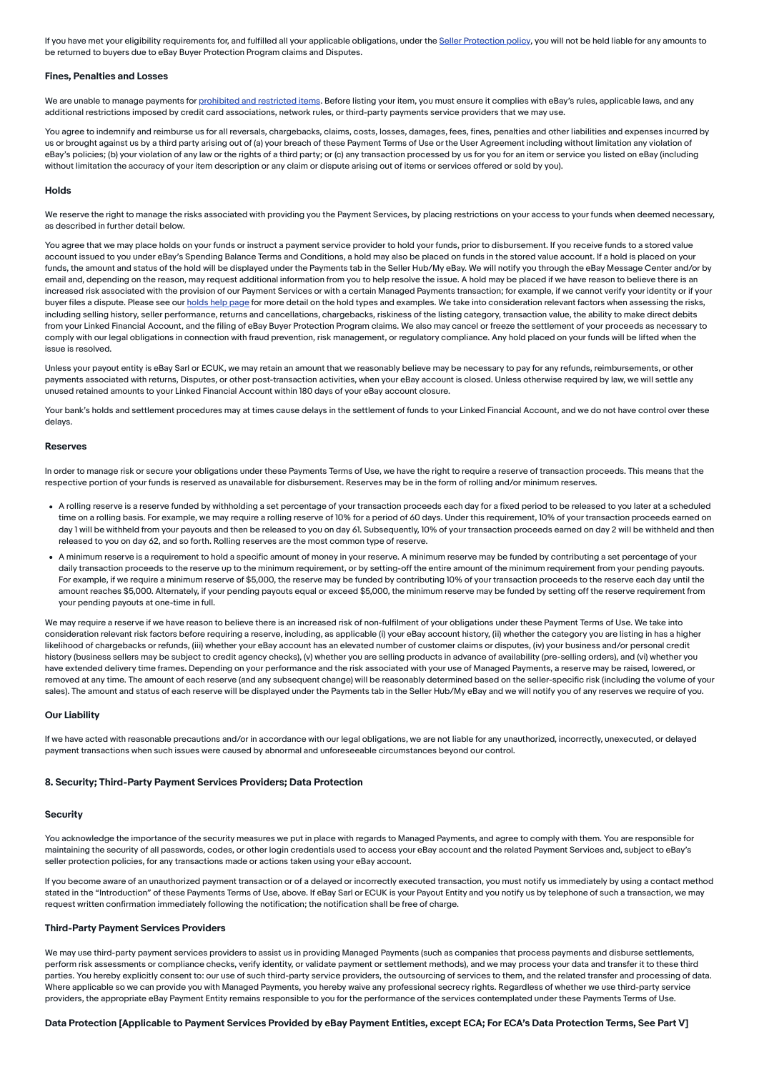If you have met your eligibility requirements for, and fulfilled all your applicable obligations, under the Seller Protection policy, you will not be held liable for any amounts to be returned to buyers due to eBay Buyer Protection Program claims and Disputes.

#### Fines, Penalties and Losses

We are unable to manage payments for prohibited and restricted items. Before listing your item, you must ensure it complies with eBay's rules, applicable laws, and any additional restrictions imposed by credit card associations, network rules, or third-party payments service providers that we may use.

You agree to indemnify and reimburse us for all reversals, chargebacks, claims, costs, losses, damages, fees, fines, penalties and other liabilities and expenses incurred by us or brought against us by a third party arising out of (a) your breach of these Payment Terms of Use or the User Agreement including without limitation any violation of eBay's policies; (b) your violation of any law or the rights of a third party; or (c) any transaction processed by us for you for an item or service you listed on eBay (including without limitation the accuracy of your item description or any claim or dispute arising out of items or services offered or sold by you).

#### Holds

We reserve the right to manage the risks associated with providing you the Payment Services, by placing restrictions on your access to your funds when deemed necessary, as described in further detail below.

You agree that we may place holds on your funds or instruct a payment service provider to hold your funds, prior to disbursement. If you receive funds to a stored value account issued to you under eBay's Spending Balance Terms and Conditions, a hold may also be placed on funds in the stored value account. If a hold is placed on your funds, the amount and status of the hold will be displayed under the Payments tab in the Seller Hub/My eBay. We will notify you through the eBay Message Center and/or by email and, depending on the reason, may request additional information from you to help resolve the issue. A hold may be placed if we have reason to believe there is an increased risk associated with the provision of our Payment Services or with a certain Managed Payments transaction; for example, if we cannot verify your identity or if your buyer files a dispute. Please see our holds help page for more detail on the hold types and examples. We take into consideration relevant factors when assessing the risks, including selling history, seller performance, returns and cancellations, chargebacks, riskiness of the listing category, transaction value, the ability to make direct debits from your Linked Financial Account, and the filing of eBay Buyer Protection Program claims. We also may cancel or freeze the settlement of your proceeds as necessary to comply with our legal obligations in connection with fraud prevention, risk management, or regulatory compliance. Any hold placed on your funds will be lifted when the issue is resolved.

Unless your payout entity is eBay Sarl or ECUK, we may retain an amount that we reasonably believe may be necessary to pay for any refunds, reimbursements, or other payments associated with returns, Disputes, or other post-transaction activities, when your eBay account is closed. Unless otherwise required by law, we will settle any unused retained amounts to your Linked Financial Account within 180 days of your eBay account closure.

Your bank's holds and settlement procedures may at times cause delays in the settlement of funds to your Linked Financial Account, and we do not have control over these delays.

#### Reserves

In order to manage risk or secure your obligations under these Payments Terms of Use, we have the right to require a reserve of transaction proceeds. This means that the respective portion of your funds is reserved as unavailable for disbursement. Reserves may be in the form of rolling and/or minimum reserves.

- A rolling reserve is a reserve funded by withholding a set percentage of your transaction proceeds each day for a fixed period to be released to you later at a scheduled time on a rolling basis. For example, we may require a rolling reserve of 10% for a period of 60 days. Under this requirement, 10% of your transaction proceeds earned on day 1 will be withheld from your payouts and then be released to you on day 61. Subsequently, 10% of your transaction proceeds earned on day 2 will be withheld and then released to you on day 62, and so forth. Rolling reserves are the most common type of reserve.
- A minimum reserve is a requirement to hold a specific amount of money in your reserve. A minimum reserve may be funded by contributing a set percentage of your daily transaction proceeds to the reserve up to the minimum requirement, or by setting-off the entire amount of the minimum requirement from your pending payouts. For example, if we require a minimum reserve of $5,000, the reserve may be funded by contributing 10% of your transaction proceeds to the reserve each day until the amount reaches $5,000. Alternately, if your pending payouts equal or exceed $5,000, the minimum reserve may be funded by setting off the reserve requirement from your pending payouts at one-time in full.

We may require a reserve if we have reason to believe there is an increased risk of non-fulfilment of your obligations under these Payment Terms of Use. We take into consideration relevant risk factors before requiring a reserve, including, as applicable (i) your eBay account history, (ii) whether the category you are listing in has a higher likelihood of chargebacks or refunds, (iii) whether your eBay account has an elevated number of customer claims or disputes, (iv) your business and/or personal credit history (business sellers may be subject to credit agency checks), (v) whether you are selling products in advance of availability (pre-selling orders), and (vi) whether you have extended delivery time frames. Depending on your performance and the risk associated with your use of Managed Payments, a reserve may be raised, lowered, or removed at any time. The amount of each reserve (and any subsequent change) will be reasonably determined based on the seller-specific risk (including the volume of your sales). The amount and status of each reserve will be displayed under the Payments tab in the Seller Hub/My eBay and we will notify you of any reserves we require of you.

#### Our Liability

If we have acted with reasonable precautions and/or in accordance with our legal obligations, we are not liable for any unauthorized, incorrectly, unexecuted, or delayed payment transactions when such issues were caused by abnormal and unforeseeable circumstances beyond our control.

### 8. Security; Third-Party Payment Services Providers; Data Protection

#### Security

You acknowledge the importance of the security measures we put in place with regards to Managed Payments, and agree to comply with them. You are responsible for maintaining the security of all passwords, codes, or other login credentials used to access your eBay account and the related Payment Services and, subject to eBay's seller protection policies, for any transactions made or actions taken using your eBay account.

If you become aware of an unauthorized payment transaction or of a delayed or incorrectly executed transaction, you must notify us immediately by using a contact method stated in the "Introduction" of these Payments Terms of Use, above. If eBay Sarl or ECUK is your Payout Entity and you notify us by telephone of such a transaction, we may request written confirmation immediately following the notification; the notification shall be free of charge.

#### Third-Party Payment Services Providers

We may use third-party payment services providers to assist us in providing Managed Payments (such as companies that process payments and disburse settlements, perform risk assessments or compliance checks, verify identity, or validate payment or settlement methods), and we may process your data and transfer it to these third parties. You hereby explicitly consent to: our use of such third-party service providers, the outsourcing of services to them, and the related transfer and processing of data. Where applicable so we can provide you with Managed Payments, you hereby waive any professional secrecy rights. Regardless of whether we use third-party service providers, the appropriate eBay Payment Entity remains responsible to you for the performance of the services contemplated under these Payments Terms of Use.

#### Data Protection [Applicable to Payment Services Provided by eBay Payment Entities, except ECA; For ECA's Data Protection Terms, See Part V]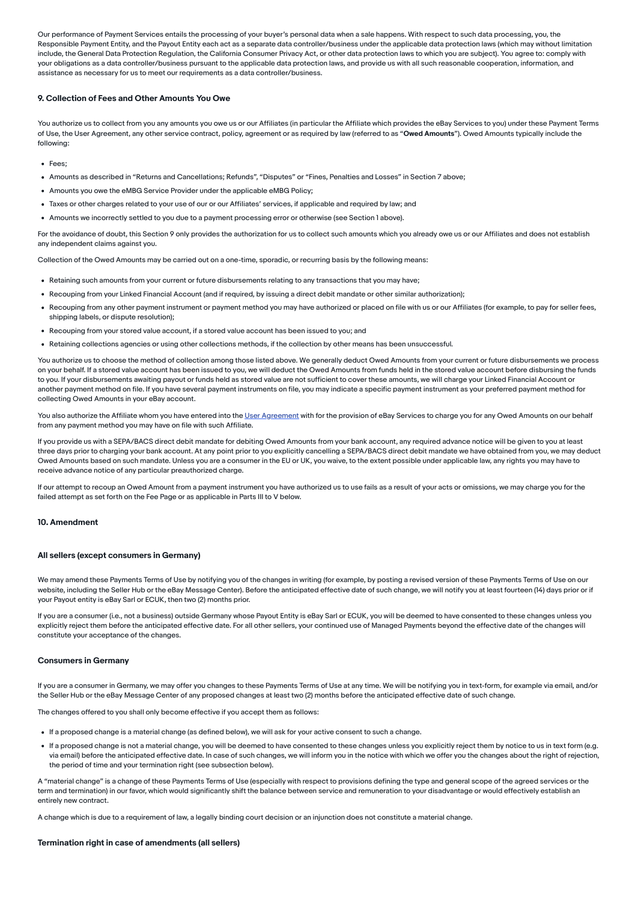Our performance of Payment Services entails the processing of your buyer's personal data when a sale happens. With respect to such data processing, you, the Responsible Payment Entity, and the Payout Entity each act as a separate data controller/business under the applicable data protection laws (which may without limitation include, the General Data Protection Regulation, the California Consumer Privacy Act, or other data protection laws to which you are subject). You agree to: comply with your obligations as a data controller/business pursuant to the applicable data protection laws, and provide us with all such reasonable cooperation, information, and assistance as necessary for us to meet our requirements as a data controller/business.

### 9. Collection of Fees and Other Amounts You Owe

You authorize us to collect from you any amounts you owe us or our Affiliates (in particular the Affiliate which provides the eBay Services to you) under these Payment Terms of Use, the User Agreement, any other service contract, policy, agreement or as required by law (referred to as "**Owed Amounts**"). Owed Amounts typically include the following:

- Fees;
- Amounts as described in "Returns and Cancellations; Refunds", "Disputes" or "Fines, Penalties and Losses" in Section 7 above;
- Amounts you owe the eMBG Service Provider under the applicable eMBG Policy;
- Taxes or other charges related to your use of our or our Affiliates' services, if applicable and required by law; and
- Amounts we incorrectly settled to you due to a payment processing error or otherwise (see Section 1 above).

For the avoidance of doubt, this Section 9 only provides the authorization for us to collect such amounts which you already owe us or our Affiliates and does not establish any independent claims against you.

Collection of the Owed Amounts may be carried out on a one-time, sporadic, or recurring basis by the following means:

- Retaining such amounts from your current or future disbursements relating to any transactions that you may have;
- Recouping from your Linked Financial Account (and if required, by issuing a direct debit mandate or other similar authorization);
- Recouping from any other payment instrument or payment method you may have authorized or placed on file with us or our Affiliates (for example, to pay for seller fees, shipping labels, or dispute resolution);
- Recouping from your stored value account, if a stored value account has been issued to you; and
- Retaining collections agencies or using other collections methods, if the collection by other means has been unsuccessful.

You authorize us to choose the method of collection among those listed above. We generally deduct Owed Amounts from your current or future disbursements we process on your behalf. If a stored value account has been issued to you, we will deduct the Owed Amounts from funds held in the stored value account before disbursing the funds to you. If your disbursements awaiting payout or funds held as stored value are not sufficient to cover these amounts, we will charge your Linked Financial Account or another payment method on file. If you have several payment instruments on file, you may indicate a specific payment instrument as your preferred payment method for collecting Owed Amounts in your eBay account.

You also authorize the Affiliate whom you have entered into the User Agreement with for the provision of eBay Services to charge you for any Owed Amounts on our behalf from any payment method you may have on file with such Affiliate.

If you provide us with a SEPA/BACS direct debit mandate for debiting Owed Amounts from your bank account, any required advance notice will be given to you at least three days prior to charging your bank account. At any point prior to you explicitly cancelling a SEPA/BACS direct debit mandate we have obtained from you, we may deduct Owed Amounts based on such mandate. Unless you are a consumer in the EU or UK, you waive, to the extent possible under applicable law, any rights you may have to receive advance notice of any particular preauthorized charge.

If our attempt to recoup an Owed Amount from a payment instrument you have authorized us to use fails as a result of your acts or omissions, we may charge you for the failed attempt as set forth on the Fee Page or as applicable in Parts III to V below.

### 10. Amendment

#### All sellers (except consumers in Germany)

We may amend these Payments Terms of Use by notifying you of the changes in writing (for example, by posting a revised version of these Payments Terms of Use on our website, including the Seller Hub or the eBay Message Center). Before the anticipated effective date of such change, we will notify you at least fourteen (14) days prior or if your Payout entity is eBay Sarl or ECUK, then two (2) months prior.

If you are a consumer (i.e., not a business) outside Germany whose Payout Entity is eBay Sarl or ECUK, you will be deemed to have consented to these changes unless you explicitly reject them before the anticipated effective date. For all other sellers, your continued use of Managed Payments beyond the effective date of the changes will constitute your acceptance of the changes.

#### Consumers in Germany

If you are a consumer in Germany, we may offer you changes to these Payments Terms of Use at any time. We will be notifying you in text-form, for example via email, and/or the Seller Hub or the eBay Message Center of any proposed changes at least two (2) months before the anticipated effective date of such change.

The changes offered to you shall only become effective if you accept them as follows:

- If a proposed change is a material change (as defined below), we will ask for your active consent to such a change.
- If a proposed change is not a material change, you will be deemed to have consented to these changes unless you explicitly reject them by notice to us in text form (e.g. via email) before the anticipated effective date. In case of such changes, we will inform you in the notice with which we offer you the changes about the right of rejection, the period of time and your termination right (see subsection below).

A "material change" is a change of these Payments Terms of Use (especially with respect to provisions defining the type and general scope of the agreed services or the term and termination) in our favor, which would significantly shift the balance between service and remuneration to your disadvantage or would effectively establish an entirely new contract.

A change which is due to a requirement of law, a legally binding court decision or an injunction does not constitute a material change.

#### Termination right in case of amendments (all sellers)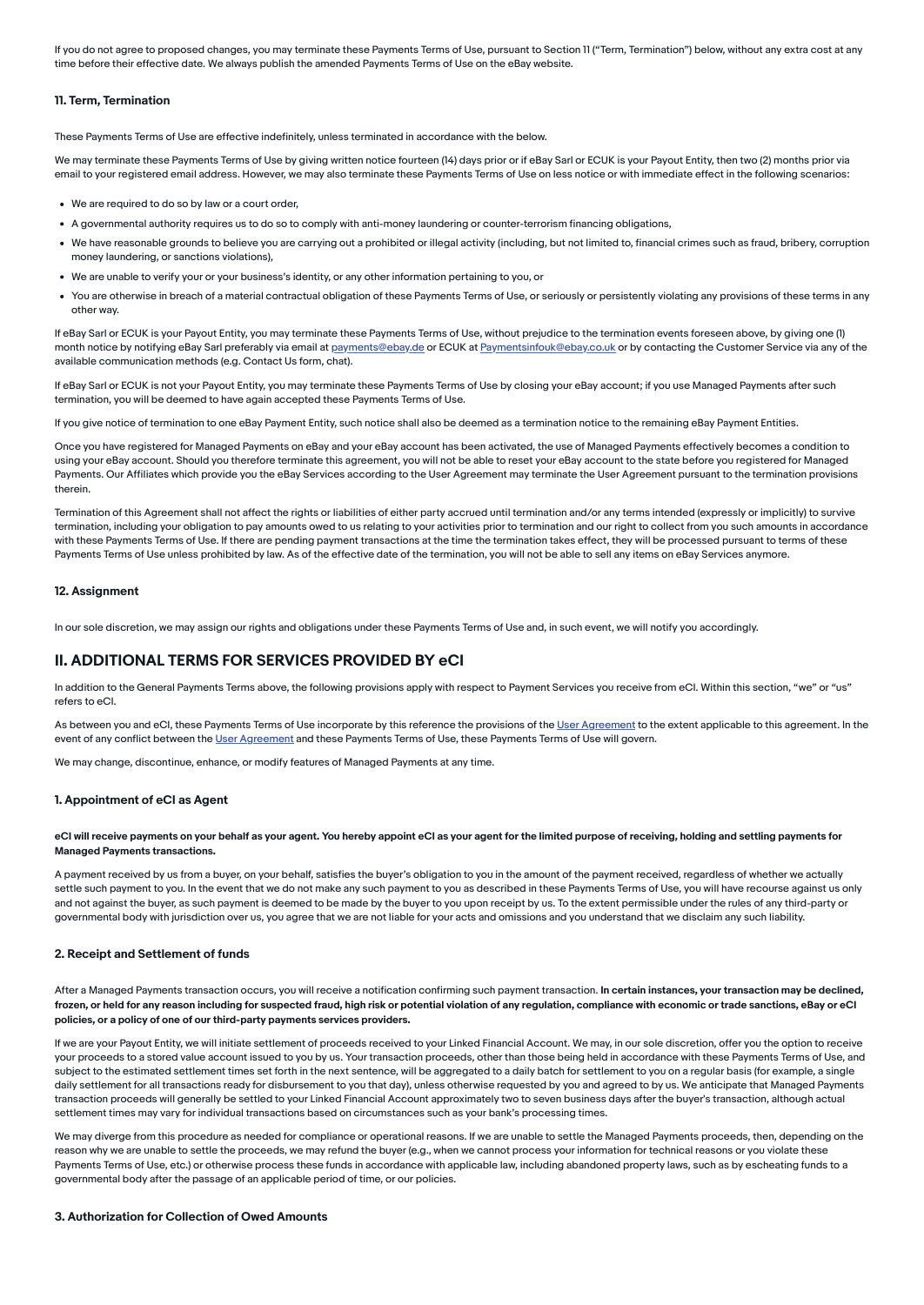If you do not agree to proposed changes, you may terminate these Payments Terms of Use, pursuant to Section 11 ("Term, Termination") below, without any extra cost at any time before their effective date. We always publish the amended Payments Terms of Use on the eBay website.

### 11. Term, Termination

These Payments Terms of Use are effective indefinitely, unless terminated in accordance with the below.

We may terminate these Payments Terms of Use by giving written notice fourteen (14) days prior or if eBay Sarl or ECUK is your Payout Entity, then two (2) months prior via email to your registered email address. However, we may also terminate these Payments Terms of Use on less notice or with immediate effect in the following scenarios:

- We are required to do so by law or a court order,
- A governmental authority requires us to do so to comply with anti-money laundering or counter-terrorism financing obligations,
- We have reasonable grounds to believe you are carrying out a prohibited or illegal activity (including, but not limited to, financial crimes such as fraud, bribery, corruption money laundering, or sanctions violations),
- We are unable to verify your or your business's identity, or any other information pertaining to you, or
- You are otherwise in breach of a material contractual obligation of these Payments Terms of Use, or seriously or persistently violating any provisions of these terms in any other way.

If eBay Sarl or ECUK is your Payout Entity, you may terminate these Payments Terms of Use, without prejudice to the termination events foreseen above, by giving one (1) month notice by notifying eBay Sarl preferably via email at [payments@ebay.de](mailto:payments@ebay.de) or ECUK at [Paymentsinfouk@ebay.co.uk](mailto:Paymentsinfouk@ebay.co.uk) or by contacting the Customer Service via any of the available communication methods (e.g. Contact Us form, chat).

If eBay Sarl or ECUK is not your Payout Entity, you may terminate these Payments Terms of Use by closing your eBay account; if you use Managed Payments after such termination, you will be deemed to have again accepted these Payments Terms of Use.

If you give notice of termination to one eBay Payment Entity, such notice shall also be deemed as a termination notice to the remaining eBay Payment Entities.

Once you have registered for Managed Payments on eBay and your eBay account has been activated, the use of Managed Payments effectively becomes a condition to using your eBay account. Should you therefore terminate this agreement, you will not be able to reset your eBay account to the state before you registered for Managed Payments. Our Affiliates which provide you the eBay Services according to the User Agreement may terminate the User Agreement pursuant to the termination provisions therein.

Termination of this Agreement shall not affect the rights or liabilities of either party accrued until termination and/or any terms intended (expressly or implicitly) to survive termination, including your obligation to pay amounts owed to us relating to your activities prior to termination and our right to collect from you such amounts in accordance with these Payments Terms of Use. If there are pending payment transactions at the time the termination takes effect, they will be processed pursuant to terms of these Payments Terms of Use unless prohibited by law. As of the effective date of the termination, you will not be able to sell any items on eBay Services anymore.

### 12. Assignment

In our sole discretion, we may assign our rights and obligations under these Payments Terms of Use and, in such event, we will notify you accordingly.

## II. ADDITIONAL TERMS FOR SERVICES PROVIDED BY eCI

In addition to the General Payments Terms above, the following provisions apply with respect to Payment Services you receive from eCI. Within this section, "we" or "us" refers to eCI.

As between you and eCI, these Payments Terms of Use incorporate by this reference the provisions of the User Agreement to the extent applicable to this agreement. In the event of any conflict between the User Agreement and these Payments Terms of Use, these Payments Terms of Use will govern.

We may change, discontinue, enhance, or modify features of Managed Payments at any time.

### 1. Appointment of eCI as Agent

**eCI will receive payments on your behalf as your agent. You hereby appoint eCI as your agent for the limited purpose of receiving, holding and settling payments for Managed Payments transactions.**

A payment received by us from a buyer, on your behalf, satisfies the buyer's obligation to you in the amount of the payment received, regardless of whether we actually settle such payment to you. In the event that we do not make any such payment to you as described in these Payments Terms of Use, you will have recourse against us only and not against the buyer, as such payment is deemed to be made by the buyer to you upon receipt by us. To the extent permissible under the rules of any third-party or governmental body with jurisdiction over us, you agree that we are not liable for your acts and omissions and you understand that we disclaim any such liability.

### 2. Receipt and Settlement of funds

After a Managed Payments transaction occurs, you will receive a notification confirming such payment transaction. **In certain instances, your transaction may be declined, frozen, or held for any reason including for suspected fraud, high risk or potential violation of any regulation, compliance with economic or trade sanctions, eBay or eCI policies, or a policy of one of our third-party payments services providers.**

If we are your Payout Entity, we will initiate settlement of proceeds received to your Linked Financial Account. We may, in our sole discretion, offer you the option to receive your proceeds to a stored value account issued to you by us. Your transaction proceeds, other than those being held in accordance with these Payments Terms of Use, and subject to the estimated settlement times set forth in the next sentence, will be aggregated to a daily batch for settlement to you on a regular basis (for example, a single daily settlement for all transactions ready for disbursement to you that day), unless otherwise requested by you and agreed to by us. We anticipate that Managed Payments transaction proceeds will generally be settled to your Linked Financial Account approximately two to seven business days after the buyer's transaction, although actual settlement times may vary for individual transactions based on circumstances such as your bank's processing times.

We may diverge from this procedure as needed for compliance or operational reasons. If we are unable to settle the Managed Payments proceeds, then, depending on the reason why we are unable to settle the proceeds, we may refund the buyer (e.g., when we cannot process your information for technical reasons or you violate these Payments Terms of Use, etc.) or otherwise process these funds in accordance with applicable law, including abandoned property laws, such as by escheating funds to a governmental body after the passage of an applicable period of time, or our policies.

### 3. Authorization for Collection of Owed Amounts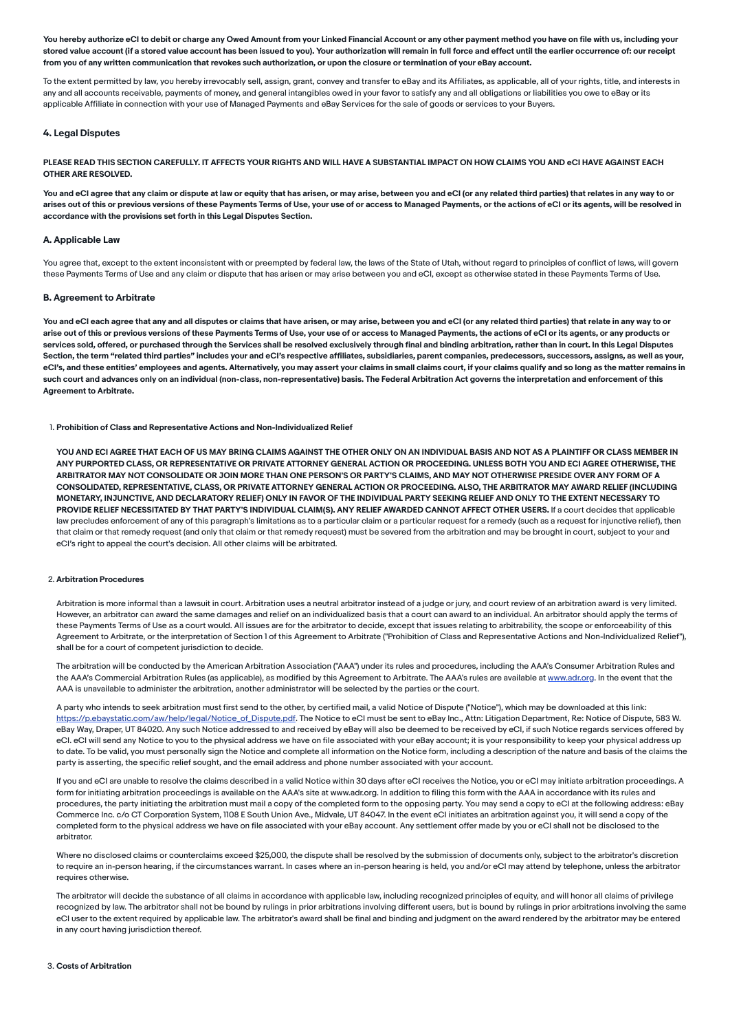**You hereby authorize eCI to debit or charge any Owed Amount from your Linked Financial Account or any other payment method you have on file with us, including your stored value account (if a stored value account has been issued to you). Your authorization will remain in full force and effect until the earlier occurrence of: our receipt from you of any written communication that revokes such authorization, or upon the closure or termination of your eBay account.**

To the extent permitted by law, you hereby irrevocably sell, assign, grant, convey and transfer to eBay and its Affiliates, as applicable, all of your rights, title, and interests in any and all accounts receivable, payments of money, and general intangibles owed in your favor to satisfy any and all obligations or liabilities you owe to eBay or its applicable Affiliate in connection with your use of Managed Payments and eBay Services for the sale of goods or services to your Buyers.

### 4. Legal Disputes

**PLEASE READ THIS SECTION CAREFULLY. IT AFFECTS YOUR RIGHTS AND WILL HAVE A SUBSTANTIAL IMPACT ON HOW CLAIMS YOU AND eCI HAVE AGAINST EACH OTHER ARE RESOLVED.**

**You and eCI agree that any claim or dispute at law or equity that has arisen, or may arise, between you and eCI (or any related third parties) that relates in any way to or arises out of this or previous versions of these Payments Terms of Use, your use of or access to Managed Payments, or the actions of eCI or its agents, will be resolved in accordance with the provisions set forth in this Legal Disputes Section.**

#### A. Applicable Law

You agree that, except to the extent inconsistent with or preempted by federal law, the laws of the State of Utah, without regard to principles of conflict of laws, will govern these Payments Terms of Use and any claim or dispute that has arisen or may arise between you and eCI, except as otherwise stated in these Payments Terms of Use.

#### B. Agreement to Arbitrate

**You and eCI each agree that any and all disputes or claims that have arisen, or may arise, between you and eCI (or any related third parties) that relate in any way to or arise out of this or previous versions of these Payments Terms of Use, your use of or access to Managed Payments, the actions of eCI or its agents, or any products or services sold, offered, or purchased through the Services shall be resolved exclusively through final and binding arbitration, rather than in court. In this Legal Disputes Section, the term "related third parties" includes your and eCI's respective affiliates, subsidiaries, parent companies, predecessors, successors, assigns, as well as your, eCI's, and these entities' employees and agents. Alternatively, you may assert your claims in small claims court, if your claims qualify and so long as the matter remains in such court and advances only on an individual (non-class, non-representative) basis. The Federal Arbitration Act governs the interpretation and enforcement of this Agreement to Arbitrate.**

1. **Prohibition of Class and Representative Actions and Non-Individualized Relief**

   **YOU AND ECI AGREE THAT EACH OF US MAY BRING CLAIMS AGAINST THE OTHER ONLY ON AN INDIVIDUAL BASIS AND NOT AS A PLAINTIFF OR CLASS MEMBER IN ANY PURPORTED CLASS, OR REPRESENTATIVE OR PRIVATE ATTORNEY GENERAL ACTION OR PROCEEDING. UNLESS BOTH YOU AND ECI AGREE OTHERWISE, THE ARBITRATOR MAY NOT CONSOLIDATE OR JOIN MORE THAN ONE PERSON'S OR PARTY'S CLAIMS, AND MAY NOT OTHERWISE PRESIDE OVER ANY FORM OF A CONSOLIDATED, REPRESENTATIVE, CLASS, OR PRIVATE ATTORNEY GENERAL ACTION OR PROCEEDING. ALSO, THE ARBITRATOR MAY AWARD RELIEF (INCLUDING MONETARY, INJUNCTIVE, AND DECLARATORY RELIEF) ONLY IN FAVOR OF THE INDIVIDUAL PARTY SEEKING RELIEF AND ONLY TO THE EXTENT NECESSARY TO PROVIDE RELIEF NECESSITATED BY THAT PARTY'S INDIVIDUAL CLAIM(S). ANY RELIEF AWARDED CANNOT AFFECT OTHER USERS.** If a court decides that applicable law precludes enforcement of any of this paragraph's limitations as to a particular claim or a particular request for a remedy (such as a request for injunctive relief), then that claim or that remedy request (and only that claim or that remedy request) must be severed from the arbitration and may be brought in court, subject to your and eCI's right to appeal the court's decision. All other claims will be arbitrated.

2. **Arbitration Procedures**

   Arbitration is more informal than a lawsuit in court. Arbitration uses a neutral arbitrator instead of a judge or jury, and court review of an arbitration award is very limited. However, an arbitrator can award the same damages and relief on an individualized basis that a court can award to an individual. An arbitrator should apply the terms of these Payments Terms of Use as a court would. All issues are for the arbitrator to decide, except that issues relating to arbitrability, the scope or enforceability of this Agreement to Arbitrate, or the interpretation of Section 1 of this Agreement to Arbitrate ("Prohibition of Class and Representative Actions and Non-Individualized Relief"), shall be for a court of competent jurisdiction to decide.

   The arbitration will be conducted by the American Arbitration Association ("AAA") under its rules and procedures, including the AAA's Consumer Arbitration Rules and the AAA's Commercial Arbitration Rules (as applicable), as modified by this Agreement to Arbitrate. The AAA's rules are available at www.adr.org. In the event that the AAA is unavailable to administer the arbitration, another administrator will be selected by the parties or the court.

   A party who intends to seek arbitration must first send to the other, by certified mail, a valid Notice of Dispute ("Notice"), which may be downloaded at this link: https://p.ebaystatic.com/aw/help/legal/Notice_of_Dispute.pdf. The Notice to eCI must be sent to eBay Inc., Attn: Litigation Department, Re: Notice of Dispute, 583 W. eBay Way, Draper, UT 84020. Any such Notice addressed to and received by eBay will also be deemed to be received by eCI, if such Notice regards services offered by eCI. eCI will send any Notice to you to the physical address we have on file associated with your eBay account; it is your responsibility to keep your physical address up to date. To be valid, you must personally sign the Notice and complete all information on the Notice form, including a description of the nature and basis of the claims the party is asserting, the specific relief sought, and the email address and phone number associated with your account.

   If you and eCI are unable to resolve the claims described in a valid Notice within 30 days after eCI receives the Notice, you or eCI may initiate arbitration proceedings. A form for initiating arbitration proceedings is available on the AAA's site at www.adr.org. In addition to filing this form with the AAA in accordance with its rules and procedures, the party initiating the arbitration must mail a copy of the completed form to the opposing party. You may send a copy to eCI at the following address: eBay Commerce Inc. c/o CT Corporation System, 1108 E South Union Ave., Midvale, UT 84047. In the event eCI initiates an arbitration against you, it will send a copy of the completed form to the physical address we have on file associated with your eBay account. Any settlement offer made by you or eCI shall not be disclosed to the arbitrator.

   Where no disclosed claims or counterclaims exceed $25,000, the dispute shall be resolved by the submission of documents only, subject to the arbitrator's discretion to require an in-person hearing, if the circumstances warrant. In cases where an in-person hearing is held, you and/or eCI may attend by telephone, unless the arbitrator requires otherwise.

   The arbitrator will decide the substance of all claims in accordance with applicable law, including recognized principles of equity, and will honor all claims of privilege recognized by law. The arbitrator shall not be bound by rulings in prior arbitrations involving different users, but is bound by rulings in prior arbitrations involving the same eCI user to the extent required by applicable law. The arbitrator's award shall be final and binding and judgment on the award rendered by the arbitrator may be entered in any court having jurisdiction thereof.

3. **Costs of Arbitration**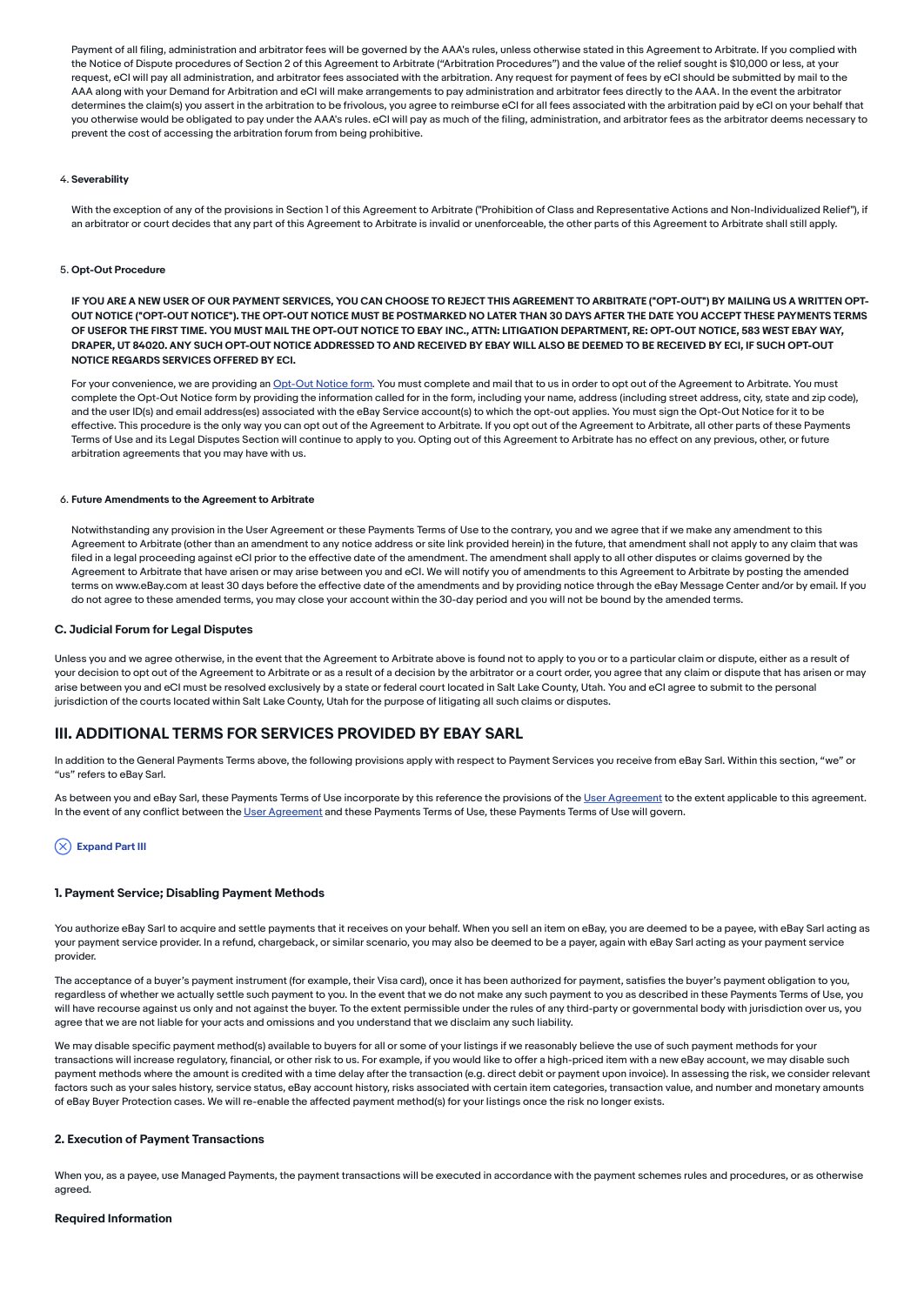Payment of all filing, administration and arbitrator fees will be governed by the AAA's rules, unless otherwise stated in this Agreement to Arbitrate. If you complied with the Notice of Dispute procedures of Section 2 of this Agreement to Arbitrate ("Arbitration Procedures") and the value of the relief sought is $10,000 or less, at your request, eCI will pay all administration, and arbitrator fees associated with the arbitration. Any request for payment of fees by eCI should be submitted by mail to the AAA along with your Demand for Arbitration and eCI will make arrangements to pay administration and arbitrator fees directly to the AAA. In the event the arbitrator determines the claim(s) you assert in the arbitration to be frivolous, you agree to reimburse eCI for all fees associated with the arbitration paid by eCI on your behalf that you otherwise would be obligated to pay under the AAA's rules. eCI will pay as much of the filing, administration, and arbitrator fees as the arbitrator deems necessary to prevent the cost of accessing the arbitration forum from being prohibitive.

4. **Severability**

With the exception of any of the provisions in Section 1 of this Agreement to Arbitrate ("Prohibition of Class and Representative Actions and Non-Individualized Relief"), if an arbitrator or court decides that any part of this Agreement to Arbitrate is invalid or unenforceable, the other parts of this Agreement to Arbitrate shall still apply.

5. **Opt-Out Procedure**

**IF YOU ARE A NEW USER OF OUR PAYMENT SERVICES, YOU CAN CHOOSE TO REJECT THIS AGREEMENT TO ARBITRATE ("OPT-OUT") BY MAILING US A WRITTEN OPT-OUT NOTICE ("OPT-OUT NOTICE"). THE OPT-OUT NOTICE MUST BE POSTMARKED NO LATER THAN 30 DAYS AFTER THE DATE YOU ACCEPT THESE PAYMENTS TERMS OF USEFOR THE FIRST TIME. YOU MUST MAIL THE OPT-OUT NOTICE TO EBAY INC., ATTN: LITIGATION DEPARTMENT, RE: OPT-OUT NOTICE, 583 WEST EBAY WAY, DRAPER, UT 84020. ANY SUCH OPT-OUT NOTICE ADDRESSED TO AND RECEIVED BY EBAY WILL ALSO BE DEEMED TO BE RECEIVED BY ECI, IF SUCH OPT-OUT NOTICE REGARDS SERVICES OFFERED BY ECI.**

For your convenience, we are providing an Opt-Out Notice form. You must complete and mail that to us in order to opt out of the Agreement to Arbitrate. You must complete the Opt-Out Notice form by providing the information called for in the form, including your name, address (including street address, city, state and zip code), and the user ID(s) and email address(es) associated with the eBay Service account(s) to which the opt-out applies. You must sign the Opt-Out Notice for it to be effective. This procedure is the only way you can opt out of the Agreement to Arbitrate. If you opt out of the Agreement to Arbitrate, all other parts of these Payments Terms of Use and its Legal Disputes Section will continue to apply to you. Opting out of this Agreement to Arbitrate has no effect on any previous, other, or future arbitration agreements that you may have with us.

6. **Future Amendments to the Agreement to Arbitrate**

Notwithstanding any provision in the User Agreement or these Payments Terms of Use to the contrary, you and we agree that if we make any amendment to this Agreement to Arbitrate (other than an amendment to any notice address or site link provided herein) in the future, that amendment shall not apply to any claim that was filed in a legal proceeding against eCI prior to the effective date of the amendment. The amendment shall apply to all other disputes or claims governed by the Agreement to Arbitrate that have arisen or may arise between you and eCI. We will notify you of amendments to this Agreement to Arbitrate by posting the amended terms on www.eBay.com at least 30 days before the effective date of the amendments and by providing notice through the eBay Message Center and/or by email. If you do not agree to these amended terms, you may close your account within the 30-day period and you will not be bound by the amended terms.

### C. Judicial Forum for Legal Disputes

Unless you and we agree otherwise, in the event that the Agreement to Arbitrate above is found not to apply to you or to a particular claim or dispute, either as a result of your decision to opt out of the Agreement to Arbitrate or as a result of a decision by the arbitrator or a court order, you agree that any claim or dispute that has arisen or may arise between you and eCI must be resolved exclusively by a state or federal court located in Salt Lake County, Utah. You and eCI agree to submit to the personal jurisdiction of the courts located within Salt Lake County, Utah for the purpose of litigating all such claims or disputes.

## III. ADDITIONAL TERMS FOR SERVICES PROVIDED BY EBAY SARL

In addition to the General Payments Terms above, the following provisions apply with respect to Payment Services you receive from eBay Sarl. Within this section, "we" or "us" refers to eBay Sarl.

As between you and eBay Sarl, these Payments Terms of Use incorporate by this reference the provisions of the User Agreement to the extent applicable to this agreement. In the event of any conflict between the User Agreement and these Payments Terms of Use, these Payments Terms of Use will govern.

Expand Part III

### 1. Payment Service; Disabling Payment Methods

You authorize eBay Sarl to acquire and settle payments that it receives on your behalf. When you sell an item on eBay, you are deemed to be a payee, with eBay Sarl acting as your payment service provider. In a refund, chargeback, or similar scenario, you may also be deemed to be a payer, again with eBay Sarl acting as your payment service provider.

The acceptance of a buyer's payment instrument (for example, their Visa card), once it has been authorized for payment, satisfies the buyer's payment obligation to you, regardless of whether we actually settle such payment to you. In the event that we do not make any such payment to you as described in these Payments Terms of Use, you will have recourse against us only and not against the buyer. To the extent permissible under the rules of any third-party or governmental body with jurisdiction over us, you agree that we are not liable for your acts and omissions and you understand that we disclaim any such liability.

We may disable specific payment method(s) available to buyers for all or some of your listings if we reasonably believe the use of such payment methods for your transactions will increase regulatory, financial, or other risk to us. For example, if you would like to offer a high-priced item with a new eBay account, we may disable such payment methods where the amount is credited with a time delay after the transaction (e.g. direct debit or payment upon invoice). In assessing the risk, we consider relevant factors such as your sales history, service status, eBay account history, risks associated with certain item categories, transaction value, and number and monetary amounts of eBay Buyer Protection cases. We will re-enable the affected payment method(s) for your listings once the risk no longer exists.

### 2. Execution of Payment Transactions

When you, as a payee, use Managed Payments, the payment transactions will be executed in accordance with the payment schemes rules and procedures, or as otherwise agreed.

#### Required Information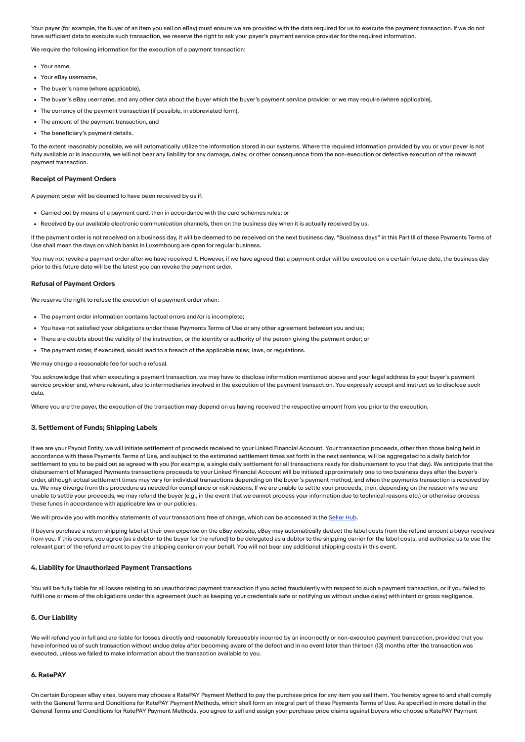Your payer (for example, the buyer of an item you sell on eBay) must ensure we are provided with the data required for us to execute the payment transaction. If we do not have sufficient data to execute such transaction, we reserve the right to ask your payer's payment service provider for the required information.

We require the following information for the execution of a payment transaction:

- Your name,
- Your eBay username,
- The buyer's name (where applicable),
- The buyer's eBay username, and any other data about the buyer which the buyer's payment service provider or we may require (where applicable),
- The currency of the payment transaction (if possible, in abbreviated form),
- The amount of the payment transaction, and
- The beneficiary's payment details.

To the extent reasonably possible, we will automatically utilize the information stored in our systems. Where the required information provided by you or your payer is not fully available or is inaccurate, we will not bear any liability for any damage, delay, or other consequence from the non-execution or defective execution of the relevant payment transaction.

#### Receipt of Payment Orders

A payment order will be deemed to have been received by us if:

- Carried out by means of a payment card, then in accordance with the card schemes rules; or
- Received by our available electronic communication channels, then on the business day when it is actually received by us.

If the payment order is not received on a business day, it will be deemed to be received on the next business day. "Business days" in this Part III of these Payments Terms of Use shall mean the days on which banks in Luxembourg are open for regular business.

You may not revoke a payment order after we have received it. However, if we have agreed that a payment order will be executed on a certain future date, the business day prior to this future date will be the latest you can revoke the payment order.

#### Refusal of Payment Orders

We reserve the right to refuse the execution of a payment order when:

- The payment order information contains factual errors and/or is incomplete;
- You have not satisfied your obligations under these Payments Terms of Use or any other agreement between you and us;
- There are doubts about the validity of the instruction, or the identity or authority of the person giving the payment order; or
- The payment order, if executed, would lead to a breach of the applicable rules, laws, or regulations.

We may charge a reasonable fee for such a refusal.

You acknowledge that when executing a payment transaction, we may have to disclose information mentioned above and your legal address to your buyer's payment service provider and, where relevant, also to intermediaries involved in the execution of the payment transaction. You expressly accept and instruct us to disclose such data.

Where you are the payer, the execution of the transaction may depend on us having received the respective amount from you prior to the execution.

### 3. Settlement of Funds; Shipping Labels

If we are your Payout Entity, we will initiate settlement of proceeds received to your Linked Financial Account. Your transaction proceeds, other than those being held in accordance with these Payments Terms of Use, and subject to the estimated settlement times set forth in the next sentence, will be aggregated to a daily batch for settlement to you to be paid out as agreed with you (for example, a single daily settlement for all transactions ready for disbursement to you that day). We anticipate that the disbursement of Managed Payments transactions proceeds to your Linked Financial Account will be initiated approximately one to two business days after the buyer's order, although actual settlement times may vary for individual transactions depending on the buyer's payment method, and when the payments transaction is received by us. We may diverge from this procedure as needed for compliance or risk reasons. If we are unable to settle your proceeds, then, depending on the reason why we are unable to settle your proceeds, we may refund the buyer (e.g., in the event that we cannot process your information due to technical reasons etc.) or otherwise process these funds in accordance with applicable law or our policies.

We will provide you with monthly statements of your transactions free of charge, which can be accessed in the Seller Hub.

If buyers purchase a return shipping label at their own expense on the eBay website, eBay may automatically deduct the label costs from the refund amount a buyer receives from you. If this occurs, you agree (as a debtor to the buyer for the refund) to be delegated as a debtor to the shipping carrier for the label costs, and authorize us to use the relevant part of the refund amount to pay the shipping carrier on your behalf. You will not bear any additional shipping costs in this event.

### 4. Liability for Unauthorized Payment Transactions

You will be fully liable for all losses relating to an unauthorized payment transaction if you acted fraudulently with respect to such a payment transaction, or if you failed to fulfill one or more of the obligations under this agreement (such as keeping your credentials safe or notifying us without undue delay) with intent or gross negligence.

### 5. Our Liability

We will refund you in full and are liable for losses directly and reasonably foreseeably incurred by an incorrectly or non-executed payment transaction, provided that you have informed us of such transaction without undue delay after becoming aware of the defect and in no event later than thirteen (13) months after the transaction was executed, unless we failed to make information about the transaction available to you.

### 6. RatePAY

On certain European eBay sites, buyers may choose a RatePAY Payment Method to pay the purchase price for any item you sell them. You hereby agree to and shall comply with the General Terms and Conditions for RatePAY Payment Methods, which shall form an integral part of these Payments Terms of Use. As specified in more detail in the General Terms and Conditions for RatePAY Payment Methods, you agree to sell and assign your purchase price claims against buyers who choose a RatePAY Payment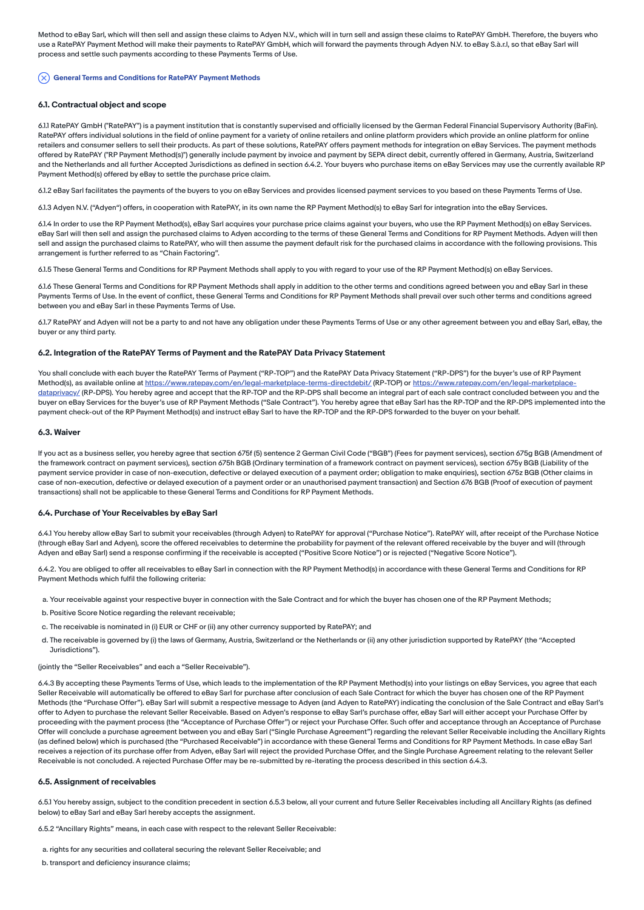Method to eBay Sarl, which will then sell and assign these claims to Adyen N.V., which will in turn sell and assign these claims to RatePAY GmbH. Therefore, the buyers who use a RatePAY Payment Method will make their payments to RatePAY GmbH, which will forward the payments through Adyen N.V. to eBay S.à.r.l, so that eBay Sarl will process and settle such payments according to these Payments Terms of Use.

**General Terms and Conditions for RatePAY Payment Methods**

### 6.1. Contractual object and scope

6.1.1 RatePAY GmbH ("RatePAY") is a payment institution that is constantly supervised and officially licensed by the German Federal Financial Supervisory Authority (BaFin). RatePAY offers individual solutions in the field of online payment for a variety of online retailers and online platform providers which provide an online platform for online retailers and consumer sellers to sell their products. As part of these solutions, RatePAY offers payment methods for integration on eBay Services. The payment methods offered by RatePAY ("RP Payment Method(s)") generally include payment by invoice and payment by SEPA direct debit, currently offered in Germany, Austria, Switzerland and the Netherlands and all further Accepted Jurisdictions as defined in section 6.4.2. Your buyers who purchase items on eBay Services may use the currently available RP Payment Method(s) offered by eBay to settle the purchase price claim.

6.1.2 eBay Sarl facilitates the payments of the buyers to you on eBay Services and provides licensed payment services to you based on these Payments Terms of Use.

6.1.3 Adyen N.V. ("Adyen") offers, in cooperation with RatePAY, in its own name the RP Payment Method(s) to eBay Sarl for integration into the eBay Services.

6.1.4 In order to use the RP Payment Method(s), eBay Sarl acquires your purchase price claims against your buyers, who use the RP Payment Method(s) on eBay Services. eBay Sarl will then sell and assign the purchased claims to Adyen according to the terms of these General Terms and Conditions for RP Payment Methods. Adyen will then sell and assign the purchased claims to RatePAY, who will then assume the payment default risk for the purchased claims in accordance with the following provisions. This arrangement is further referred to as "Chain Factoring".

6.1.5 These General Terms and Conditions for RP Payment Methods shall apply to you with regard to your use of the RP Payment Method(s) on eBay Services.

6.1.6 These General Terms and Conditions for RP Payment Methods shall apply in addition to the other terms and conditions agreed between you and eBay Sarl in these Payments Terms of Use. In the event of conflict, these General Terms and Conditions for RP Payment Methods shall prevail over such other terms and conditions agreed between you and eBay Sarl in these Payments Terms of Use.

6.1.7 RatePAY and Adyen will not be a party to and not have any obligation under these Payments Terms of Use or any other agreement between you and eBay Sarl, eBay, the buyer or any third party.

### 6.2. Integration of the RatePAY Terms of Payment and the RatePAY Data Privacy Statement

You shall conclude with each buyer the RatePAY Terms of Payment ("RP-TOP") and the RatePAY Data Privacy Statement ("RP-DPS") for the buyer's use of RP Payment Method(s), as available online at https://www.ratepay.com/en/legal-marketplace-terms-directdebit/ (RP-TOP) or https://www.ratepay.com/en/legal-marketplace-dataprivacy/ (RP-DPS). You hereby agree and accept that the RP-TOP and the RP-DPS shall become an integral part of each sale contract concluded between you and the buyer on eBay Services for the buyer's use of RP Payment Methods ("Sale Contract"). You hereby agree that eBay Sarl has the RP-TOP and the RP-DPS implemented into the payment check-out of the RP Payment Method(s) and instruct eBay Sarl to have the RP-TOP and the RP-DPS forwarded to the buyer on your behalf.

### 6.3. Waiver

If you act as a business seller, you hereby agree that section 675f (5) sentence 2 German Civil Code ("BGB") (Fees for payment services), section 675g BGB (Amendment of the framework contract on payment services), section 675h BGB (Ordinary termination of a framework contract on payment services), section 675y BGB (Liability of the payment service provider in case of non-execution, defective or delayed execution of a payment order; obligation to make enquiries), section 675z BGB (Other claims in case of non-execution, defective or delayed execution of a payment order or an unauthorised payment transaction) and Section 676 BGB (Proof of execution of payment transactions) shall not be applicable to these General Terms and Conditions for RP Payment Methods.

### 6.4. Purchase of Your Receivables by eBay Sarl

6.4.1 You hereby allow eBay Sarl to submit your receivables (through Adyen) to RatePAY for approval ("Purchase Notice"). RatePAY will, after receipt of the Purchase Notice (through eBay Sarl and Adyen), score the offered receivables to determine the probability for payment of the relevant offered receivable by the buyer and will (through Adyen and eBay Sarl) send a response confirming if the receivable is accepted ("Positive Score Notice") or is rejected ("Negative Score Notice").

6.4.2. You are obliged to offer all receivables to eBay Sarl in connection with the RP Payment Method(s) in accordance with these General Terms and Conditions for RP Payment Methods which fulfil the following criteria:

a. Your receivable against your respective buyer in connection with the Sale Contract and for which the buyer has chosen one of the RP Payment Methods;

b. Positive Score Notice regarding the relevant receivable;

c. The receivable is nominated in (i) EUR or CHF or (ii) any other currency supported by RatePAY; and

d. The receivable is governed by (i) the laws of Germany, Austria, Switzerland or the Netherlands or (ii) any other jurisdiction supported by RatePAY (the "Accepted Jurisdictions").

(jointly the "Seller Receivables" and each a "Seller Receivable").

6.4.3 By accepting these Payments Terms of Use, which leads to the implementation of the RP Payment Method(s) into your listings on eBay Services, you agree that each Seller Receivable will automatically be offered to eBay Sarl for purchase after conclusion of each Sale Contract for which the buyer has chosen one of the RP Payment Methods (the "Purchase Offer"). eBay Sarl will submit a respective message to Adyen (and Adyen to RatePAY) indicating the conclusion of the Sale Contract and eBay Sarl's offer to Adyen to purchase the relevant Seller Receivable. Based on Adyen's response to eBay Sarl's purchase offer, eBay Sarl will either accept your Purchase Offer by proceeding with the payment process (the "Acceptance of Purchase Offer") or reject your Purchase Offer. Such offer and acceptance through an Acceptance of Purchase Offer will conclude a purchase agreement between you and eBay Sarl ("Single Purchase Agreement") regarding the relevant Seller Receivable including the Ancillary Rights (as defined below) which is purchased (the "Purchased Receivable") in accordance with these General Terms and Conditions for RP Payment Methods. In case eBay Sarl receives a rejection of its purchase offer from Adyen, eBay Sarl will reject the provided Purchase Offer, and the Single Purchase Agreement relating to the relevant Seller Receivable is not concluded. A rejected Purchase Offer may be re-submitted by re-iterating the process described in this section 6.4.3.

### 6.5. Assignment of receivables

6.5.1 You hereby assign, subject to the condition precedent in section 6.5.3 below, all your current and future Seller Receivables including all Ancillary Rights (as defined below) to eBay Sarl and eBay Sarl hereby accepts the assignment.

6.5.2 "Ancillary Rights" means, in each case with respect to the relevant Seller Receivable:

a. rights for any securities and collateral securing the relevant Seller Receivable; and

b. transport and deficiency insurance claims;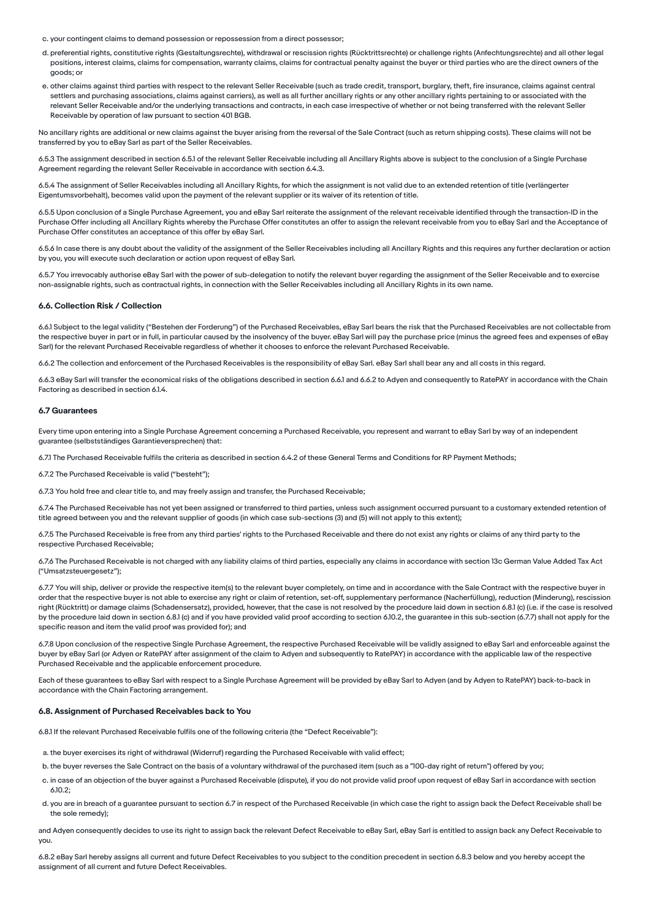c. your contingent claims to demand possession or repossession from a direct possessor;

d. preferential rights, constitutive rights (Gestaltungsrechte), withdrawal or rescission rights (Rücktrittsrechte) or challenge rights (Anfechtungsrechte) and all other legal positions, interest claims, claims for compensation, warranty claims, claims for contractual penalty against the buyer or third parties who are the direct owners of the goods; or

e. other claims against third parties with respect to the relevant Seller Receivable (such as trade credit, transport, burglary, theft, fire insurance, claims against central settlers and purchasing associations, claims against carriers), as well as all further ancillary rights or any other ancillary rights pertaining to or associated with the relevant Seller Receivable and/or the underlying transactions and contracts, in each case irrespective of whether or not being transferred with the relevant Seller Receivable by operation of law pursuant to section 401 BGB.

No ancillary rights are additional or new claims against the buyer arising from the reversal of the Sale Contract (such as return shipping costs). These claims will not be transferred by you to eBay Sarl as part of the Seller Receivables.

6.5.3 The assignment described in section 6.5.1 of the relevant Seller Receivable including all Ancillary Rights above is subject to the conclusion of a Single Purchase Agreement regarding the relevant Seller Receivable in accordance with section 6.4.3.

6.5.4 The assignment of Seller Receivables including all Ancillary Rights, for which the assignment is not valid due to an extended retention of title (verlängerter Eigentumsvorbehalt), becomes valid upon the payment of the relevant supplier or its waiver of its retention of title.

6.5.5 Upon conclusion of a Single Purchase Agreement, you and eBay Sarl reiterate the assignment of the relevant receivable identified through the transaction-ID in the Purchase Offer including all Ancillary Rights whereby the Purchase Offer constitutes an offer to assign the relevant receivable from you to eBay Sarl and the Acceptance of Purchase Offer constitutes an acceptance of this offer by eBay Sarl.

6.5.6 In case there is any doubt about the validity of the assignment of the Seller Receivables including all Ancillary Rights and this requires any further declaration or action by you, you will execute such declaration or action upon request of eBay Sarl.

6.5.7 You irrevocably authorise eBay Sarl with the power of sub-delegation to notify the relevant buyer regarding the assignment of the Seller Receivable and to exercise non-assignable rights, such as contractual rights, in connection with the Seller Receivables including all Ancillary Rights in its own name.

#### 6.6. Collection Risk / Collection

6.6.1 Subject to the legal validity ("Bestehen der Forderung") of the Purchased Receivables, eBay Sarl bears the risk that the Purchased Receivables are not collectable from the respective buyer in part or in full, in particular caused by the insolvency of the buyer. eBay Sarl will pay the purchase price (minus the agreed fees and expenses of eBay Sarl) for the relevant Purchased Receivable regardless of whether it chooses to enforce the relevant Purchased Receivable.

6.6.2 The collection and enforcement of the Purchased Receivables is the responsibility of eBay Sarl. eBay Sarl shall bear any and all costs in this regard.

6.6.3 eBay Sarl will transfer the economical risks of the obligations described in section 6.6.1 and 6.6.2 to Adyen and consequently to RatePAY in accordance with the Chain Factoring as described in section 6.1.4.

#### 6.7 Guarantees

Every time upon entering into a Single Purchase Agreement concerning a Purchased Receivable, you represent and warrant to eBay Sarl by way of an independent guarantee (selbstständiges Garantieversprechen) that:

6.7.1 The Purchased Receivable fulfils the criteria as described in section 6.4.2 of these General Terms and Conditions for RP Payment Methods;

6.7.2 The Purchased Receivable is valid ("besteht");

6.7.3 You hold free and clear title to, and may freely assign and transfer, the Purchased Receivable;

6.7.4 The Purchased Receivable has not yet been assigned or transferred to third parties, unless such assignment occurred pursuant to a customary extended retention of title agreed between you and the relevant supplier of goods (in which case sub-sections (3) and (5) will not apply to this extent);

6.7.5 The Purchased Receivable is free from any third parties' rights to the Purchased Receivable and there do not exist any rights or claims of any third party to the respective Purchased Receivable;

6.7.6 The Purchased Receivable is not charged with any liability claims of third parties, especially any claims in accordance with section 13c German Value Added Tax Act ("Umsatzsteuergesetz");

6.7.7 You will ship, deliver or provide the respective item(s) to the relevant buyer completely, on time and in accordance with the Sale Contract with the respective buyer in order that the respective buyer is not able to exercise any right or claim of retention, set-off, supplementary performance (Nacherfüllung), reduction (Minderung), rescission right (Rücktritt) or damage claims (Schadensersatz), provided, however, that the case is not resolved by the procedure laid down in section 6.8.1 (c) (i.e. if the case is resolved by the procedure laid down in section 6.8.1 (c) and if you have provided valid proof according to section 6.10.2, the guarantee in this sub-section (6.7.7) shall not apply for the specific reason and item the valid proof was provided for); and

6.7.8 Upon conclusion of the respective Single Purchase Agreement, the respective Purchased Receivable will be validly assigned to eBay Sarl and enforceable against the buyer by eBay Sarl (or Adyen or RatePAY after assignment of the claim to Adyen and subsequently to RatePAY) in accordance with the applicable law of the respective Purchased Receivable and the applicable enforcement procedure.

Each of these guarantees to eBay Sarl with respect to a Single Purchase Agreement will be provided by eBay Sarl to Adyen (and by Adyen to RatePAY) back-to-back in accordance with the Chain Factoring arrangement.

#### 6.8. Assignment of Purchased Receivables back to You

6.8.1 If the relevant Purchased Receivable fulfils one of the following criteria (the "Defect Receivable"):

a. the buyer exercises its right of withdrawal (Widerruf) regarding the Purchased Receivable with valid effect;

b. the buyer reverses the Sale Contract on the basis of a voluntary withdrawal of the purchased item (such as a "100-day right of return") offered by you;

c. in case of an objection of the buyer against a Purchased Receivable (dispute), if you do not provide valid proof upon request of eBay Sarl in accordance with section 6.10.2;

d. you are in breach of a guarantee pursuant to section 6.7 in respect of the Purchased Receivable (in which case the right to assign back the Defect Receivable shall be the sole remedy);

and Adyen consequently decides to use its right to assign back the relevant Defect Receivable to eBay Sarl, eBay Sarl is entitled to assign back any Defect Receivable to you.

6.8.2 eBay Sarl hereby assigns all current and future Defect Receivables to you subject to the condition precedent in section 6.8.3 below and you hereby accept the assignment of all current and future Defect Receivables.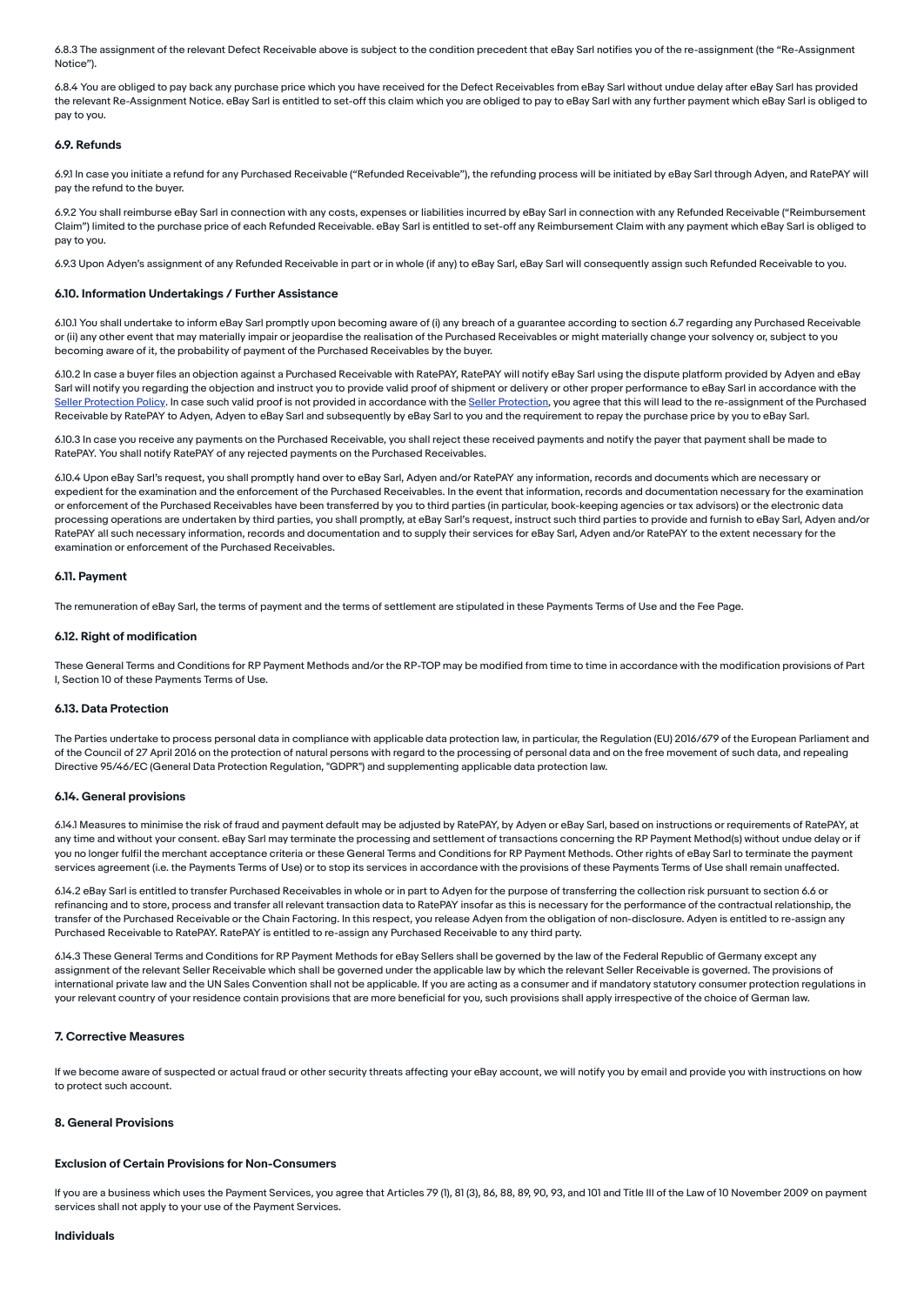6.8.3 The assignment of the relevant Defect Receivable above is subject to the condition precedent that eBay Sarl notifies you of the re-assignment (the "Re-Assignment Notice").

6.8.4 You are obliged to pay back any purchase price which you have received for the Defect Receivables from eBay Sarl without undue delay after eBay Sarl has provided the relevant Re-Assignment Notice. eBay Sarl is entitled to set-off this claim which you are obliged to pay to eBay Sarl with any further payment which eBay Sarl is obliged to pay to you.

#### 6.9. Refunds

6.9.1 In case you initiate a refund for any Purchased Receivable ("Refunded Receivable"), the refunding process will be initiated by eBay Sarl through Adyen, and RatePAY will pay the refund to the buyer.

6.9.2 You shall reimburse eBay Sarl in connection with any costs, expenses or liabilities incurred by eBay Sarl in connection with any Refunded Receivable ("Reimbursement Claim") limited to the purchase price of each Refunded Receivable. eBay Sarl is entitled to set-off any Reimbursement Claim with any payment which eBay Sarl is obliged to pay to you.

6.9.3 Upon Adyen's assignment of any Refunded Receivable in part or in whole (if any) to eBay Sarl, eBay Sarl will consequently assign such Refunded Receivable to you.

#### 6.10. Information Undertakings / Further Assistance

6.10.1 You shall undertake to inform eBay Sarl promptly upon becoming aware of (i) any breach of a guarantee according to section 6.7 regarding any Purchased Receivable or (ii) any other event that may materially impair or jeopardise the realisation of the Purchased Receivables or might materially change your solvency or, subject to you becoming aware of it, the probability of payment of the Purchased Receivables by the buyer.

6.10.2 In case a buyer files an objection against a Purchased Receivable with RatePAY, RatePAY will notify eBay Sarl using the dispute platform provided by Adyen and eBay Sarl will notify you regarding the objection and instruct you to provide valid proof of shipment or delivery or other proper performance to eBay Sarl in accordance with the Seller Protection Policy. In case such valid proof is not provided in accordance with the Seller Protection, you agree that this will lead to the re-assignment of the Purchased Receivable by RatePAY to Adyen, Adyen to eBay Sarl and subsequently by eBay Sarl to you and the requirement to repay the purchase price by you to eBay Sarl.

6.10.3 In case you receive any payments on the Purchased Receivable, you shall reject these received payments and notify the payer that payment shall be made to RatePAY. You shall notify RatePAY of any rejected payments on the Purchased Receivables.

6.10.4 Upon eBay Sarl's request, you shall promptly hand over to eBay Sarl, Adyen and/or RatePAY any information, records and documents which are necessary or expedient for the examination and the enforcement of the Purchased Receivables. In the event that information, records and documentation necessary for the examination or enforcement of the Purchased Receivables have been transferred by you to third parties (in particular, book-keeping agencies or tax advisors) or the electronic data processing operations are undertaken by third parties, you shall promptly, at eBay Sarl's request, instruct such third parties to provide and furnish to eBay Sarl, Adyen and/or RatePAY all such necessary information, records and documentation and to supply their services for eBay Sarl, Adyen and/or RatePAY to the extent necessary for the examination or enforcement of the Purchased Receivables.

#### 6.11. Payment

The remuneration of eBay Sarl, the terms of payment and the terms of settlement are stipulated in these Payments Terms of Use and the Fee Page.

#### 6.12. Right of modification

These General Terms and Conditions for RP Payment Methods and/or the RP-TOP may be modified from time to time in accordance with the modification provisions of Part I, Section 10 of these Payments Terms of Use.

#### 6.13. Data Protection

The Parties undertake to process personal data in compliance with applicable data protection law, in particular, the Regulation (EU) 2016/679 of the European Parliament and of the Council of 27 April 2016 on the protection of natural persons with regard to the processing of personal data and on the free movement of such data, and repealing Directive 95/46/EC (General Data Protection Regulation, "GDPR") and supplementing applicable data protection law.

#### 6.14. General provisions

6.14.1 Measures to minimise the risk of fraud and payment default may be adjusted by RatePAY, by Adyen or eBay Sarl, based on instructions or requirements of RatePAY, at any time and without your consent. eBay Sarl may terminate the processing and settlement of transactions concerning the RP Payment Method(s) without undue delay or if you no longer fulfil the merchant acceptance criteria or these General Terms and Conditions for RP Payment Methods. Other rights of eBay Sarl to terminate the payment services agreement (i.e. the Payments Terms of Use) or to stop its services in accordance with the provisions of these Payments Terms of Use shall remain unaffected.

6.14.2 eBay Sarl is entitled to transfer Purchased Receivables in whole or in part to Adyen for the purpose of transferring the collection risk pursuant to section 6.6 or refinancing and to store, process and transfer all relevant transaction data to RatePAY insofar as this is necessary for the performance of the contractual relationship, the transfer of the Purchased Receivable or the Chain Factoring. In this respect, you release Adyen from the obligation of non-disclosure. Adyen is entitled to re-assign any Purchased Receivable to RatePAY. RatePAY is entitled to re-assign any Purchased Receivable to any third party.

6.14.3 These General Terms and Conditions for RP Payment Methods for eBay Sellers shall be governed by the law of the Federal Republic of Germany except any assignment of the relevant Seller Receivable which shall be governed under the applicable law by which the relevant Seller Receivable is governed. The provisions of international private law and the UN Sales Convention shall not be applicable. If you are acting as a consumer and if mandatory statutory consumer protection regulations in your relevant country of your residence contain provisions that are more beneficial for you, such provisions shall apply irrespective of the choice of German law.

### 7. Corrective Measures

If we become aware of suspected or actual fraud or other security threats affecting your eBay account, we will notify you by email and provide you with instructions on how to protect such account.

### 8. General Provisions

#### Exclusion of Certain Provisions for Non-Consumers

If you are a business which uses the Payment Services, you agree that Articles 79 (1), 81 (3), 86, 88, 89, 90, 93, and 101 and Title III of the Law of 10 November 2009 on payment services shall not apply to your use of the Payment Services.

#### Individuals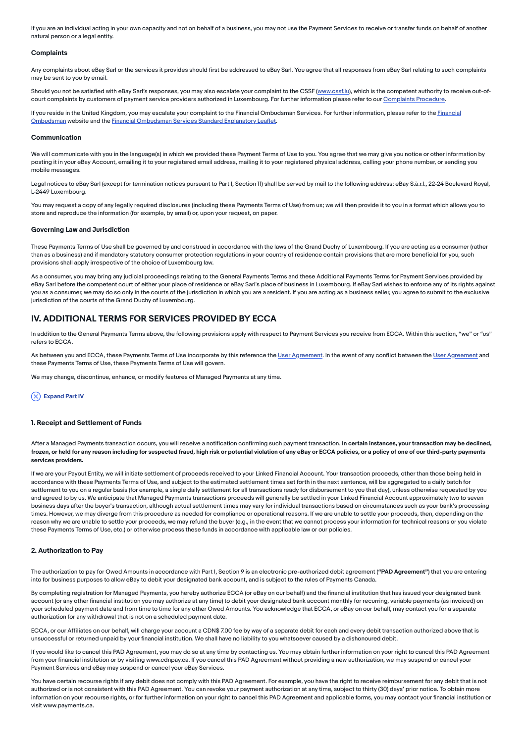If you are an individual acting in your own capacity and not on behalf of a business, you may not use the Payment Services to receive or transfer funds on behalf of another natural person or a legal entity.

#### Complaints

Any complaints about eBay Sarl or the services it provides should first be addressed to eBay Sarl. You agree that all responses from eBay Sarl relating to such complaints may be sent to you by email.

Should you not be satisfied with eBay Sarl's responses, you may also escalate your complaint to the CSSF (www.cssf.lu), which is the competent authority to receive out-of-court complaints by customers of payment service providers authorized in Luxembourg. For further information please refer to our Complaints Procedure.

If you reside in the United Kingdom, you may escalate your complaint to the Financial Ombudsman Services. For further information, please refer to the Financial Ombudsman website and the Financial Ombudsman Services Standard Explanatory Leaflet.

#### Communication

We will communicate with you in the language(s) in which we provided these Payment Terms of Use to you. You agree that we may give you notice or other information by posting it in your eBay Account, emailing it to your registered email address, mailing it to your registered physical address, calling your phone number, or sending you mobile messages.

Legal notices to eBay Sarl (except for termination notices pursuant to Part I, Section 11) shall be served by mail to the following address: eBay S.à.r.l., 22-24 Boulevard Royal, L-2449 Luxembourg.

You may request a copy of any legally required disclosures (including these Payments Terms of Use) from us; we will then provide it to you in a format which allows you to store and reproduce the information (for example, by email) or, upon your request, on paper.

#### Governing Law and Jurisdiction

These Payments Terms of Use shall be governed by and construed in accordance with the laws of the Grand Duchy of Luxembourg. If you are acting as a consumer (rather than as a business) and if mandatory statutory consumer protection regulations in your country of residence contain provisions that are more beneficial for you, such provisions shall apply irrespective of the choice of Luxembourg law.

As a consumer, you may bring any judicial proceedings relating to the General Payments Terms and these Additional Payments Terms for Payment Services provided by eBay Sarl before the competent court of either your place of residence or eBay Sarl's place of business in Luxembourg. If eBay Sarl wishes to enforce any of its rights against you as a consumer, we may do so only in the courts of the jurisdiction in which you are a resident. If you are acting as a business seller, you agree to submit to the exclusive jurisdiction of the courts of the Grand Duchy of Luxembourg.

## IV. ADDITIONAL TERMS FOR SERVICES PROVIDED BY ECCA

In addition to the General Payments Terms above, the following provisions apply with respect to Payment Services you receive from ECCA. Within this section, "we" or "us" refers to ECCA.

As between you and ECCA, these Payments Terms of Use incorporate by this reference the User Agreement. In the event of any conflict between the User Agreement and these Payments Terms of Use, these Payments Terms of Use will govern.

We may change, discontinue, enhance, or modify features of Managed Payments at any time.

Expand Part IV

#### 1. Receipt and Settlement of Funds

After a Managed Payments transaction occurs, you will receive a notification confirming such payment transaction. **In certain instances, your transaction may be declined, frozen, or held for any reason including for suspected fraud, high risk or potential violation of any eBay or ECCA policies, or a policy of one of our third-party payments services providers.**

If we are your Payout Entity, we will initiate settlement of proceeds received to your Linked Financial Account. Your transaction proceeds, other than those being held in accordance with these Payments Terms of Use, and subject to the estimated settlement times set forth in the next sentence, will be aggregated to a daily batch for settlement to you on a regular basis (for example, a single daily settlement for all transactions ready for disbursement to you that day), unless otherwise requested by you and agreed to by us. We anticipate that Managed Payments transactions proceeds will generally be settled in your Linked Financial Account approximately two to seven business days after the buyer's transaction, although actual settlement times may vary for individual transactions based on circumstances such as your bank's processing times. However, we may diverge from this procedure as needed for compliance or operational reasons. If we are unable to settle your proceeds, then, depending on the reason why we are unable to settle your proceeds, we may refund the buyer (e.g., in the event that we cannot process your information for technical reasons or you violate these Payments Terms of Use, etc.) or otherwise process these funds in accordance with applicable law or our policies.

#### 2. Authorization to Pay

The authorization to pay for Owed Amounts in accordance with Part I, Section 9 is an electronic pre-authorized debit agreement (**"PAD Agreement"**) that you are entering into for business purposes to allow eBay to debit your designated bank account, and is subject to the rules of Payments Canada.

By completing registration for Managed Payments, you hereby authorize ECCA (or eBay on our behalf) and the financial institution that has issued your designated bank account (or any other financial institution you may authorize at any time) to debit your designated bank account monthly for recurring, variable payments (as invoiced) on your scheduled payment date and from time to time for any other Owed Amounts. You acknowledge that ECCA, or eBay on our behalf, may contact you for a separate authorization for any withdrawal that is not on a scheduled payment date.

ECCA, or our Affiliates on our behalf, will charge your account a CDN$ 7.00 fee by way of a separate debit for each and every debit transaction authorized above that is unsuccessful or returned unpaid by your financial institution. We shall have no liability to you whatsoever caused by a dishonoured debit.

If you would like to cancel this PAD Agreement, you may do so at any time by contacting us. You may obtain further information on your right to cancel this PAD Agreement from your financial institution or by visiting www.cdnpay.ca. If you cancel this PAD Agreement without providing a new authorization, we may suspend or cancel your Payment Services and eBay may suspend or cancel your eBay Services.

You have certain recourse rights if any debit does not comply with this PAD Agreement. For example, you have the right to receive reimbursement for any debit that is not authorized or is not consistent with this PAD Agreement. You can revoke your payment authorization at any time, subject to thirty (30) days' prior notice. To obtain more information on your recourse rights, or for further information on your right to cancel this PAD Agreement and applicable forms, you may contact your financial institution or visit www.payments.ca.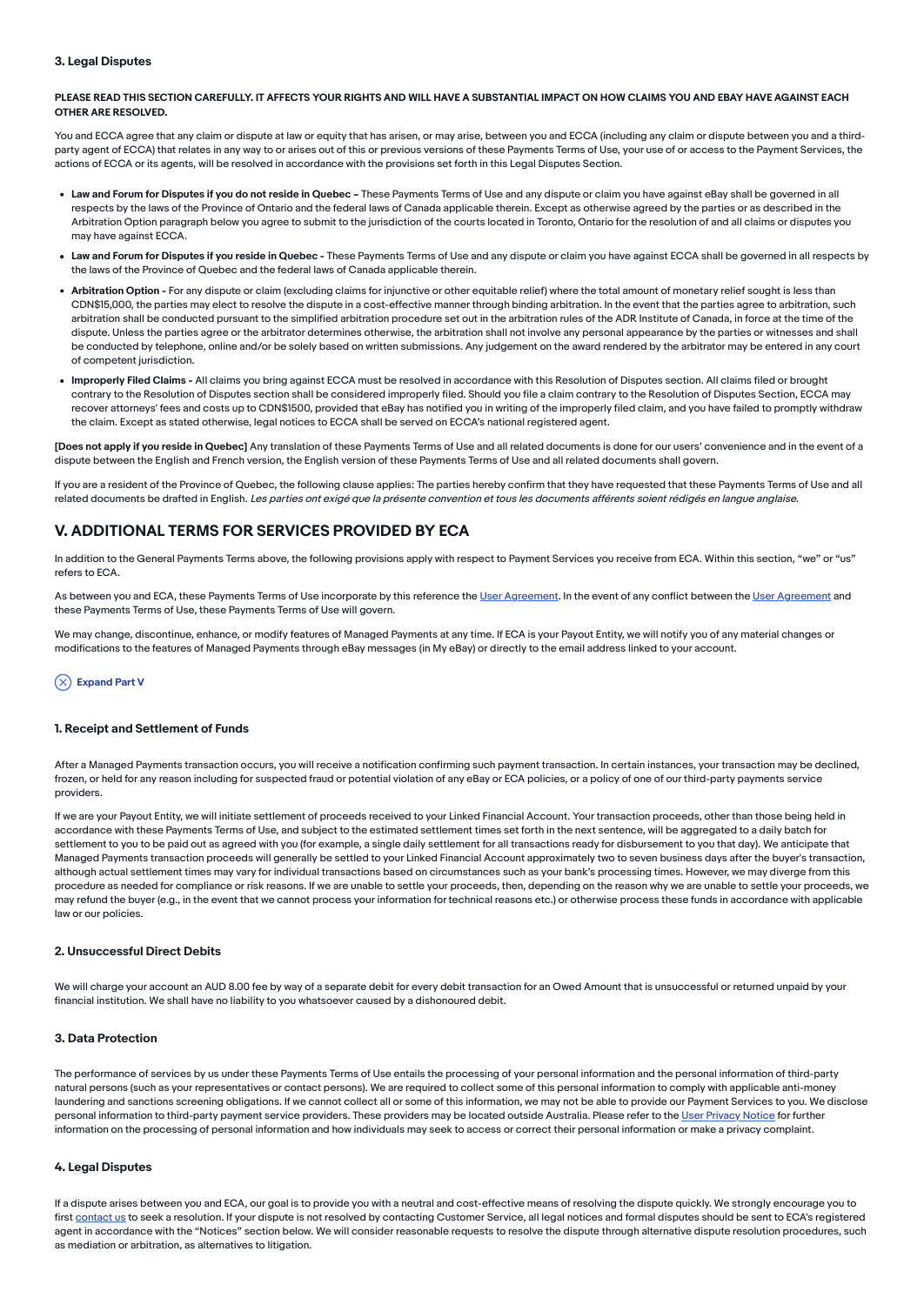### 3. Legal Disputes

**PLEASE READ THIS SECTION CAREFULLY. IT AFFECTS YOUR RIGHTS AND WILL HAVE A SUBSTANTIAL IMPACT ON HOW CLAIMS YOU AND EBAY HAVE AGAINST EACH OTHER ARE RESOLVED.**

You and ECCA agree that any claim or dispute at law or equity that has arisen, or may arise, between you and ECCA (including any claim or dispute between you and a third-party agent of ECCA) that relates in any way to or arises out of this or previous versions of these Payments Terms of Use, your use of or access to the Payment Services, the actions of ECCA or its agents, will be resolved in accordance with the provisions set forth in this Legal Disputes Section.

- **Law and Forum for Disputes if you do not reside in Quebec –** These Payments Terms of Use and any dispute or claim you have against eBay shall be governed in all respects by the laws of the Province of Ontario and the federal laws of Canada applicable therein. Except as otherwise agreed by the parties or as described in the Arbitration Option paragraph below you agree to submit to the jurisdiction of the courts located in Toronto, Ontario for the resolution of and all claims or disputes you may have against ECCA.
- **Law and Forum for Disputes if you reside in Quebec -** These Payments Terms of Use and any dispute or claim you have against ECCA shall be governed in all respects by the laws of the Province of Quebec and the federal laws of Canada applicable therein.
- **Arbitration Option -** For any dispute or claim (excluding claims for injunctive or other equitable relief) where the total amount of monetary relief sought is less than CDN$15,000, the parties may elect to resolve the dispute in a cost-effective manner through binding arbitration. In the event that the parties agree to arbitration, such arbitration shall be conducted pursuant to the simplified arbitration procedure set out in the arbitration rules of the ADR Institute of Canada, in force at the time of the dispute. Unless the parties agree or the arbitrator determines otherwise, the arbitration shall not involve any personal appearance by the parties or witnesses and shall be conducted by telephone, online and/or be solely based on written submissions. Any judgement on the award rendered by the arbitrator may be entered in any court of competent jurisdiction.
- **Improperly Filed Claims -** All claims you bring against ECCA must be resolved in accordance with this Resolution of Disputes section. All claims filed or brought contrary to the Resolution of Disputes section shall be considered improperly filed. Should you file a claim contrary to the Resolution of Disputes Section, ECCA may recover attorneys' fees and costs up to CDN$1500, provided that eBay has notified you in writing of the improperly filed claim, and you have failed to promptly withdraw the claim. Except as stated otherwise, legal notices to ECCA shall be served on ECCA's national registered agent.

**[Does not apply if you reside in Quebec]** Any translation of these Payments Terms of Use and all related documents is done for our users' convenience and in the event of a dispute between the English and French version, the English version of these Payments Terms of Use and all related documents shall govern.

If you are a resident of the Province of Quebec, the following clause applies: The parties hereby confirm that they have requested that these Payments Terms of Use and all related documents be drafted in English. *Les parties ont exigé que la présente convention et tous les documents afférents soient rédigés en langue anglaise.*

## V. ADDITIONAL TERMS FOR SERVICES PROVIDED BY ECA

In addition to the General Payments Terms above, the following provisions apply with respect to Payment Services you receive from ECA. Within this section, "we" or "us" refers to ECA.

As between you and ECA, these Payments Terms of Use incorporate by this reference the User Agreement. In the event of any conflict between the User Agreement and these Payments Terms of Use, these Payments Terms of Use will govern.

We may change, discontinue, enhance, or modify features of Managed Payments at any time. If ECA is your Payout Entity, we will notify you of any material changes or modifications to the features of Managed Payments through eBay messages (in My eBay) or directly to the email address linked to your account.

Expand Part V

### 1. Receipt and Settlement of Funds

After a Managed Payments transaction occurs, you will receive a notification confirming such payment transaction. In certain instances, your transaction may be declined, frozen, or held for any reason including for suspected fraud or potential violation of any eBay or ECA policies, or a policy of one of our third-party payments service providers.

If we are your Payout Entity, we will initiate settlement of proceeds received to your Linked Financial Account. Your transaction proceeds, other than those being held in accordance with these Payments Terms of Use, and subject to the estimated settlement times set forth in the next sentence, will be aggregated to a daily batch for settlement to you to be paid out as agreed with you (for example, a single daily settlement for all transactions ready for disbursement to you that day). We anticipate that Managed Payments transaction proceeds will generally be settled to your Linked Financial Account approximately two to seven business days after the buyer's transaction, although actual settlement times may vary for individual transactions based on circumstances such as your bank's processing times. However, we may diverge from this procedure as needed for compliance or risk reasons. If we are unable to settle your proceeds, then, depending on the reason why we are unable to settle your proceeds, we may refund the buyer (e.g., in the event that we cannot process your information for technical reasons etc.) or otherwise process these funds in accordance with applicable law or our policies.

### 2. Unsuccessful Direct Debits

We will charge your account an AUD 8.00 fee by way of a separate debit for every debit transaction for an Owed Amount that is unsuccessful or returned unpaid by your financial institution. We shall have no liability to you whatsoever caused by a dishonoured debit.

### 3. Data Protection

The performance of services by us under these Payments Terms of Use entails the processing of your personal information and the personal information of third-party natural persons (such as your representatives or contact persons). We are required to collect some of this personal information to comply with applicable anti-money laundering and sanctions screening obligations. If we cannot collect all or some of this information, we may not be able to provide our Payment Services to you. We disclose personal information to third-party payment service providers. These providers may be located outside Australia. Please refer to the User Privacy Notice for further information on the processing of personal information and how individuals may seek to access or correct their personal information or make a privacy complaint.

### 4. Legal Disputes

If a dispute arises between you and ECA, our goal is to provide you with a neutral and cost-effective means of resolving the dispute quickly. We strongly encourage you to first contact us to seek a resolution. If your dispute is not resolved by contacting Customer Service, all legal notices and formal disputes should be sent to ECA's registered agent in accordance with the "Notices" section below. We will consider reasonable requests to resolve the dispute through alternative dispute resolution procedures, such as mediation or arbitration, as alternatives to litigation.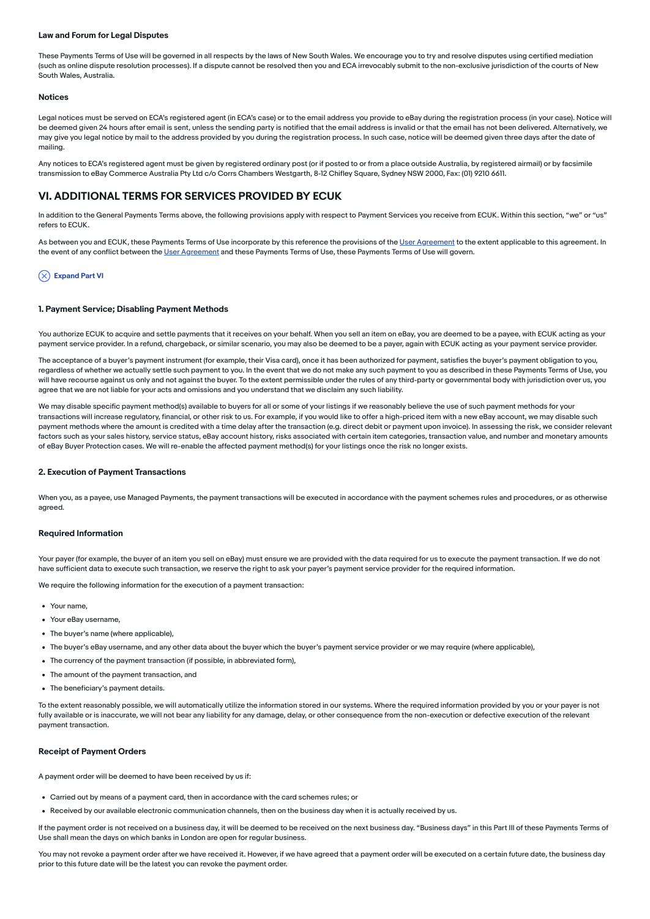#### Law and Forum for Legal Disputes

These Payments Terms of Use will be governed in all respects by the laws of New South Wales. We encourage you to try and resolve disputes using certified mediation (such as online dispute resolution processes). If a dispute cannot be resolved then you and ECA irrevocably submit to the non-exclusive jurisdiction of the courts of New South Wales, Australia.

#### Notices

Legal notices must be served on ECA's registered agent (in ECA's case) or to the email address you provide to eBay during the registration process (in your case). Notice will be deemed given 24 hours after email is sent, unless the sending party is notified that the email address is invalid or that the email has not been delivered. Alternatively, we may give you legal notice by mail to the address provided by you during the registration process. In such case, notice will be deemed given three days after the date of mailing.

Any notices to ECA's registered agent must be given by registered ordinary post (or if posted to or from a place outside Australia, by registered airmail) or by facsimile transmission to eBay Commerce Australia Pty Ltd c/o Corrs Chambers Westgarth, 8-12 Chifley Square, Sydney NSW 2000, Fax: (01) 9210 6611.

## VI. ADDITIONAL TERMS FOR SERVICES PROVIDED BY ECUK

In addition to the General Payments Terms above, the following provisions apply with respect to Payment Services you receive from ECUK. Within this section, "we" or "us" refers to ECUK.

As between you and ECUK, these Payments Terms of Use incorporate by this reference the provisions of the User Agreement to the extent applicable to this agreement. In the event of any conflict between the User Agreement and these Payments Terms of Use, these Payments Terms of Use will govern.

Expand Part VI

#### 1. Payment Service; Disabling Payment Methods

You authorize ECUK to acquire and settle payments that it receives on your behalf. When you sell an item on eBay, you are deemed to be a payee, with ECUK acting as your payment service provider. In a refund, chargeback, or similar scenario, you may also be deemed to be a payer, again with ECUK acting as your payment service provider.

The acceptance of a buyer's payment instrument (for example, their Visa card), once it has been authorized for payment, satisfies the buyer's payment obligation to you, regardless of whether we actually settle such payment to you. In the event that we do not make any such payment to you as described in these Payments Terms of Use, you will have recourse against us only and not against the buyer. To the extent permissible under the rules of any third-party or governmental body with jurisdiction over us, you agree that we are not liable for your acts and omissions and you understand that we disclaim any such liability.

We may disable specific payment method(s) available to buyers for all or some of your listings if we reasonably believe the use of such payment methods for your transactions will increase regulatory, financial, or other risk to us. For example, if you would like to offer a high-priced item with a new eBay account, we may disable such payment methods where the amount is credited with a time delay after the transaction (e.g. direct debit or payment upon invoice). In assessing the risk, we consider relevant factors such as your sales history, service status, eBay account history, risks associated with certain item categories, transaction value, and number and monetary amounts of eBay Buyer Protection cases. We will re-enable the affected payment method(s) for your listings once the risk no longer exists.

#### 2. Execution of Payment Transactions

When you, as a payee, use Managed Payments, the payment transactions will be executed in accordance with the payment schemes rules and procedures, or as otherwise agreed.

#### Required Information

Your payer (for example, the buyer of an item you sell on eBay) must ensure we are provided with the data required for us to execute the payment transaction. If we do not have sufficient data to execute such transaction, we reserve the right to ask your payer's payment service provider for the required information.

We require the following information for the execution of a payment transaction:

- Your name,
- Your eBay username,
- The buyer's name (where applicable),
- The buyer's eBay username, and any other data about the buyer which the buyer's payment service provider or we may require (where applicable),
- The currency of the payment transaction (if possible, in abbreviated form),
- The amount of the payment transaction, and
- The beneficiary's payment details.

To the extent reasonably possible, we will automatically utilize the information stored in our systems. Where the required information provided by you or your payer is not fully available or is inaccurate, we will not bear any liability for any damage, delay, or other consequence from the non-execution or defective execution of the relevant payment transaction.

#### Receipt of Payment Orders

A payment order will be deemed to have been received by us if:

- Carried out by means of a payment card, then in accordance with the card schemes rules; or
- Received by our available electronic communication channels, then on the business day when it is actually received by us.

If the payment order is not received on a business day, it will be deemed to be received on the next business day. "Business days" in this Part III of these Payments Terms of Use shall mean the days on which banks in London are open for regular business.

You may not revoke a payment order after we have received it. However, if we have agreed that a payment order will be executed on a certain future date, the business day prior to this future date will be the latest you can revoke the payment order.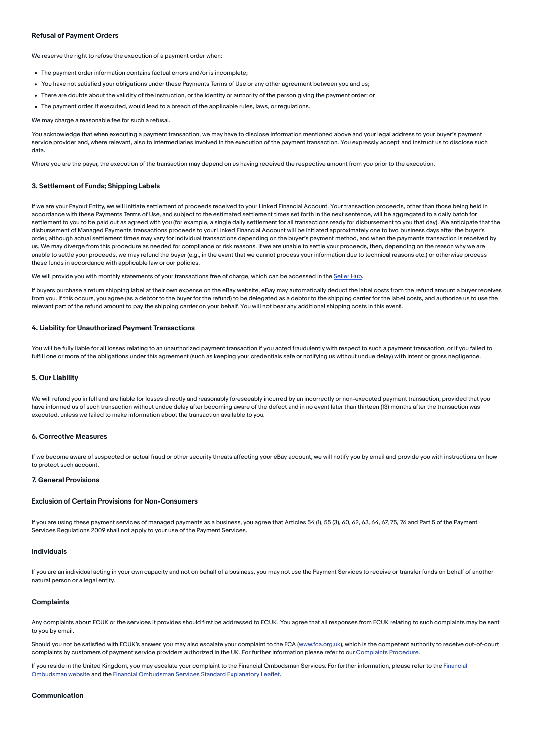### Refusal of Payment Orders

We reserve the right to refuse the execution of a payment order when:

- The payment order information contains factual errors and/or is incomplete;
- You have not satisfied your obligations under these Payments Terms of Use or any other agreement between you and us;
- There are doubts about the validity of the instruction, or the identity or authority of the person giving the payment order; or
- The payment order, if executed, would lead to a breach of the applicable rules, laws, or regulations.

We may charge a reasonable fee for such a refusal.

You acknowledge that when executing a payment transaction, we may have to disclose information mentioned above and your legal address to your buyer's payment service provider and, where relevant, also to intermediaries involved in the execution of the payment transaction. You expressly accept and instruct us to disclose such data.

Where you are the payer, the execution of the transaction may depend on us having received the respective amount from you prior to the execution.

### 3. Settlement of Funds; Shipping Labels

If we are your Payout Entity, we will initiate settlement of proceeds received to your Linked Financial Account. Your transaction proceeds, other than those being held in accordance with these Payments Terms of Use, and subject to the estimated settlement times set forth in the next sentence, will be aggregated to a daily batch for settlement to you to be paid out as agreed with you (for example, a single daily settlement for all transactions ready for disbursement to you that day). We anticipate that the disbursement of Managed Payments transactions proceeds to your Linked Financial Account will be initiated approximately one to two business days after the buyer's order, although actual settlement times may vary for individual transactions depending on the buyer's payment method, and when the payments transaction is received by us. We may diverge from this procedure as needed for compliance or risk reasons. If we are unable to settle your proceeds, then, depending on the reason why we are unable to settle your proceeds, we may refund the buyer (e.g., in the event that we cannot process your information due to technical reasons etc.) or otherwise process these funds in accordance with applicable law or our policies.

We will provide you with monthly statements of your transactions free of charge, which can be accessed in the Seller Hub.

If buyers purchase a return shipping label at their own expense on the eBay website, eBay may automatically deduct the label costs from the refund amount a buyer receives from you. If this occurs, you agree (as a debtor to the buyer for the refund) to be delegated as a debtor to the shipping carrier for the label costs, and authorize us to use the relevant part of the refund amount to pay the shipping carrier on your behalf. You will not bear any additional shipping costs in this event.

### 4. Liability for Unauthorized Payment Transactions

You will be fully liable for all losses relating to an unauthorized payment transaction if you acted fraudulently with respect to such a payment transaction, or if you failed to fulfill one or more of the obligations under this agreement (such as keeping your credentials safe or notifying us without undue delay) with intent or gross negligence.

### 5. Our Liability

We will refund you in full and are liable for losses directly and reasonably foreseeably incurred by an incorrectly or non-executed payment transaction, provided that you have informed us of such transaction without undue delay after becoming aware of the defect and in no event later than thirteen (13) months after the transaction was executed, unless we failed to make information about the transaction available to you.

### 6. Corrective Measures

If we become aware of suspected or actual fraud or other security threats affecting your eBay account, we will notify you by email and provide you with instructions on how to protect such account.

### 7. General Provisions

### Exclusion of Certain Provisions for Non-Consumers

If you are using these payment services of managed payments as a business, you agree that Articles 54 (1), 55 (3), 60, 62, 63, 64, 67, 75, 76 and Part 5 of the Payment Services Regulations 2009 shall not apply to your use of the Payment Services.

### Individuals

If you are an individual acting in your own capacity and not on behalf of a business, you may not use the Payment Services to receive or transfer funds on behalf of another natural person or a legal entity.

### Complaints

Any complaints about ECUK or the services it provides should first be addressed to ECUK. You agree that all responses from ECUK relating to such complaints may be sent to you by email.

Should you not be satisfied with ECUK's answer, you may also escalate your complaint to the FCA (www.fca.org.uk), which is the competent authority to receive out-of-court complaints by customers of payment service providers authorized in the UK. For further information please refer to our Complaints Procedure.

If you reside in the United Kingdom, you may escalate your complaint to the Financial Ombudsman Services. For further information, please refer to the Financial Ombudsman website and the Financial Ombudsman Services Standard Explanatory Leaflet.

### Communication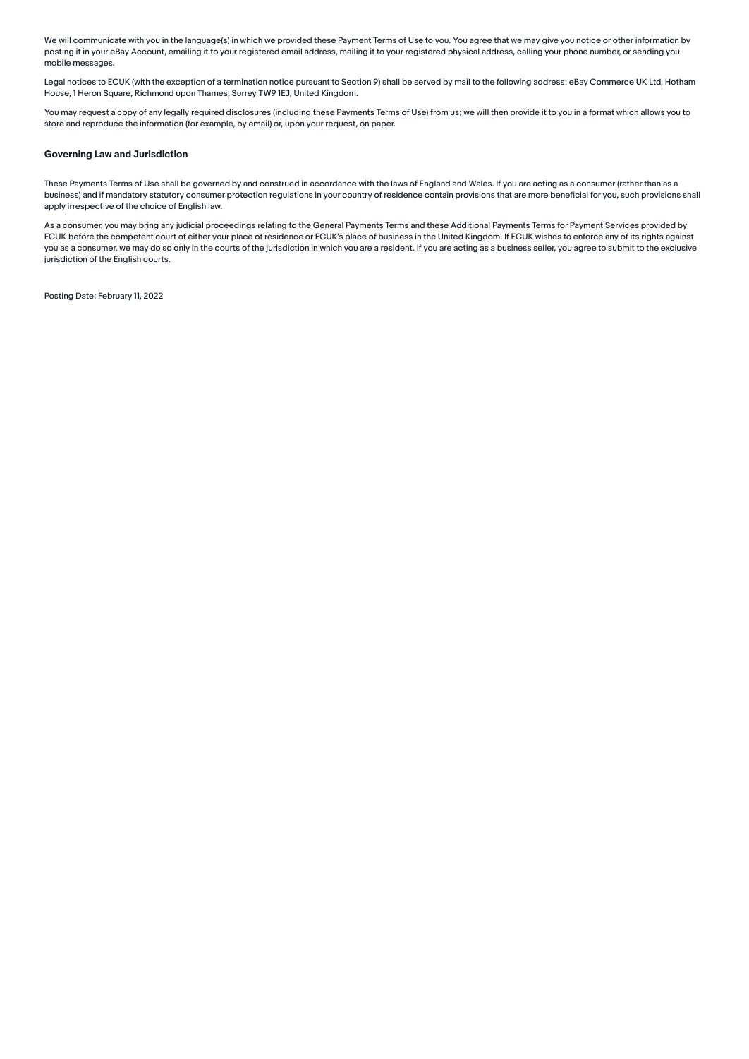We will communicate with you in the language(s) in which we provided these Payment Terms of Use to you. You agree that we may give you notice or other information by posting it in your eBay Account, emailing it to your registered email address, mailing it to your registered physical address, calling your phone number, or sending you mobile messages.

Legal notices to ECUK (with the exception of a termination notice pursuant to Section 9) shall be served by mail to the following address: eBay Commerce UK Ltd, Hotham House, 1 Heron Square, Richmond upon Thames, Surrey TW9 1EJ, United Kingdom.

You may request a copy of any legally required disclosures (including these Payments Terms of Use) from us; we will then provide it to you in a format which allows you to store and reproduce the information (for example, by email) or, upon your request, on paper.

### Governing Law and Jurisdiction

These Payments Terms of Use shall be governed by and construed in accordance with the laws of England and Wales. If you are acting as a consumer (rather than as a business) and if mandatory statutory consumer protection regulations in your country of residence contain provisions that are more beneficial for you, such provisions shall apply irrespective of the choice of English law.

As a consumer, you may bring any judicial proceedings relating to the General Payments Terms and these Additional Payments Terms for Payment Services provided by ECUK before the competent court of either your place of residence or ECUK's place of business in the United Kingdom. If ECUK wishes to enforce any of its rights against you as a consumer, we may do so only in the courts of the jurisdiction in which you are a resident. If you are acting as a business seller, you agree to submit to the exclusive jurisdiction of the English courts.

Posting Date: February 11, 2022